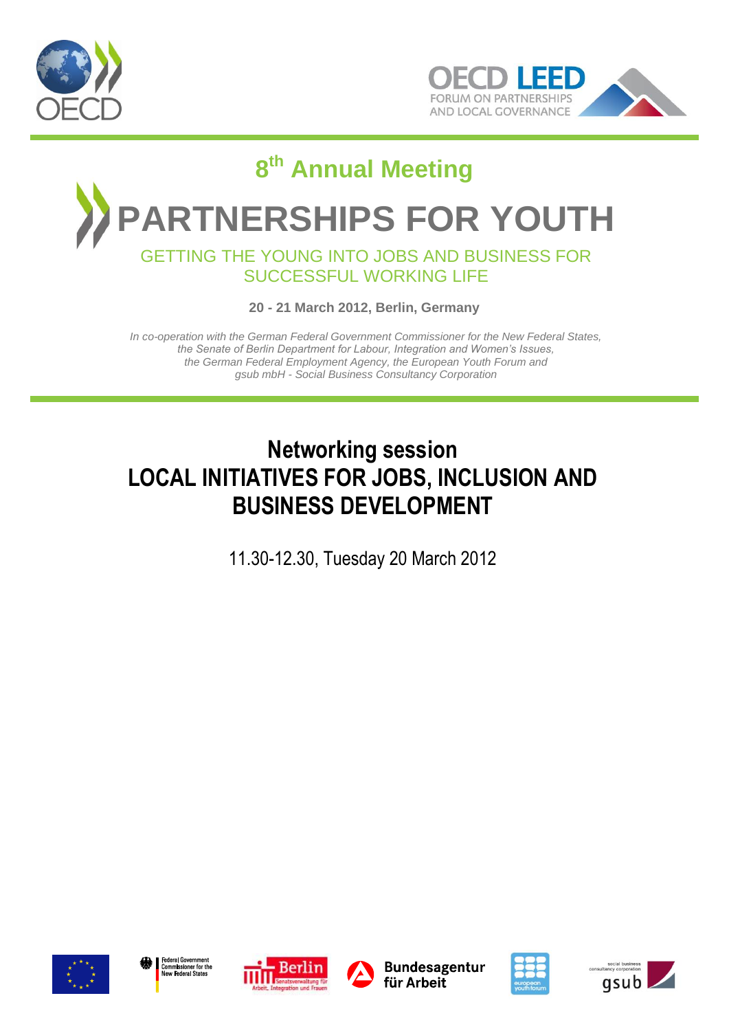OECD LEED
FORUM ON PARTNERSHIPS AND LOCAL GOVERNANCE

## 8th Annual Meeting

# PARTNERSHIPS FOR YOUTH

GETTING THE YOUNG INTO JOBS AND BUSINESS FOR SUCCESSFUL WORKING LIFE

**20 - 21 March 2012, Berlin, Germany**

*In co-operation with the German Federal Government Commissioner for the New Federal States, the Senate of Berlin Department for Labour, Integration and Women's Issues, the German Federal Employment Agency, the European Youth Forum and gsub mbH - Social Business Consultancy Corporation*

## Networking session
## LOCAL INITIATIVES FOR JOBS, INCLUSION AND BUSINESS DEVELOPMENT

11.30-12.30, Tuesday 20 March 2012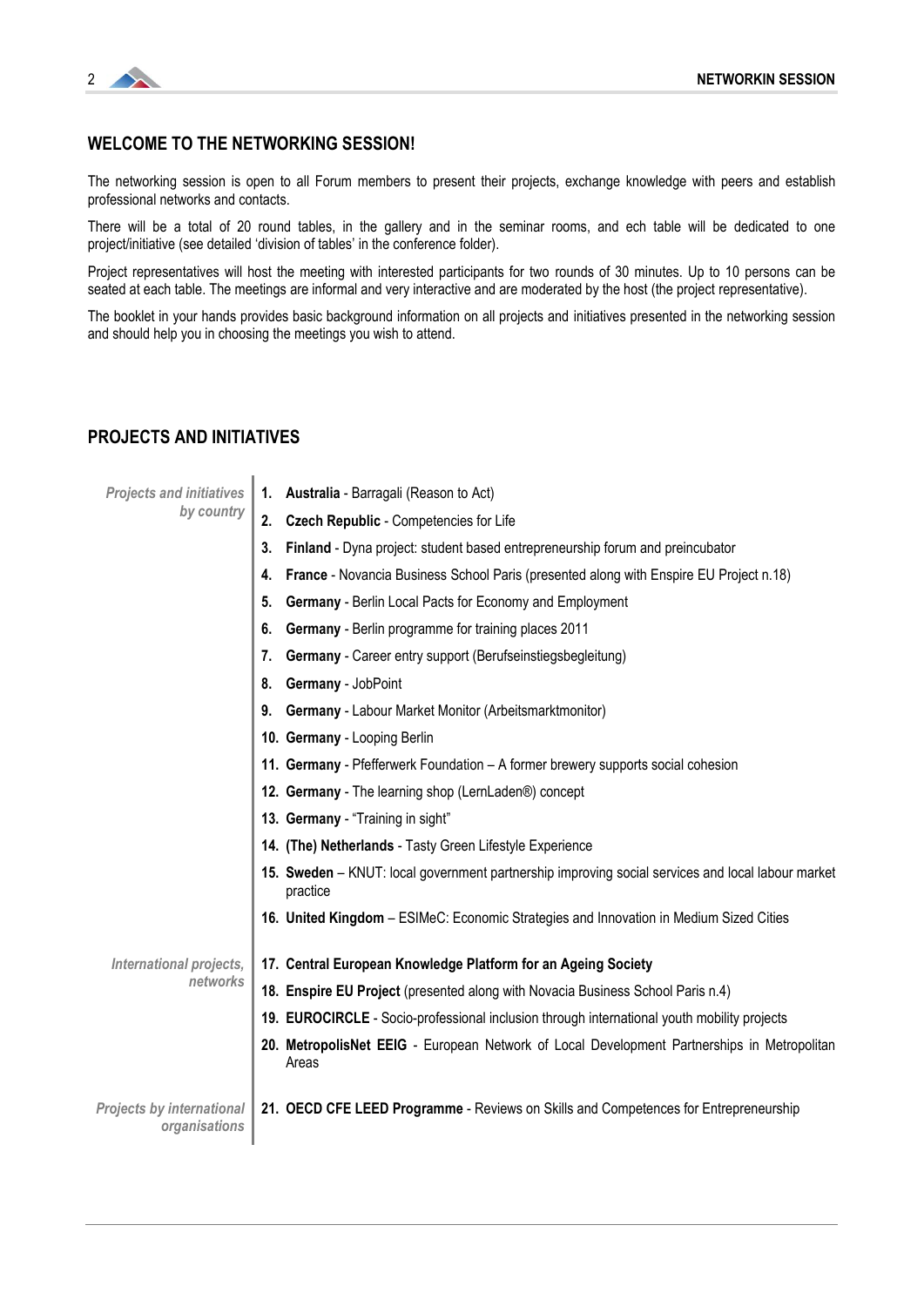## WELCOME TO THE NETWORKING SESSION!

The networking session is open to all Forum members to present their projects, exchange knowledge with peers and establish professional networks and contacts.

There will be a total of 20 round tables, in the gallery and in the seminar rooms, and ech table will be dedicated to one project/initiative (see detailed 'division of tables' in the conference folder).

Project representatives will host the meeting with interested participants for two rounds of 30 minutes. Up to 10 persons can be seated at each table. The meetings are informal and very interactive and are moderated by the host (the project representative).

The booklet in your hands provides basic background information on all projects and initiatives presented in the networking session and should help you in choosing the meetings you wish to attend.

## PROJECTS AND INITIATIVES

*Projects and initiatives by country*

1. **Australia** - Barragali (Reason to Act)
2. **Czech Republic** - Competencies for Life
3. **Finland** - Dyna project: student based entrepreneurship forum and preincubator
4. **France** - Novancia Business School Paris (presented along with Enspire EU Project n.18)
5. **Germany** - Berlin Local Pacts for Economy and Employment
6. **Germany** - Berlin programme for training places 2011
7. **Germany** - Career entry support (Berufseinstiegsbegleitung)
8. **Germany** - JobPoint
9. **Germany** - Labour Market Monitor (Arbeitsmarktmonitor)
10. **Germany** - Looping Berlin
11. **Germany** - Pfefferwerk Foundation – A former brewery supports social cohesion
12. **Germany** - The learning shop (LernLaden®) concept
13. **Germany** - "Training in sight"
14. **(The) Netherlands** - Tasty Green Lifestyle Experience
15. **Sweden** – KNUT: local government partnership improving social services and local labour market practice
16. **United Kingdom** – ESIMeC: Economic Strategies and Innovation in Medium Sized Cities

*International projects, networks*

17. **Central European Knowledge Platform for an Ageing Society**
18. **Enspire EU Project** (presented along with Novacia Business School Paris n.4)
19. **EUROCIRCLE** - Socio-professional inclusion through international youth mobility projects
20. **MetropolisNet EEIG** - European Network of Local Development Partnerships in Metropolitan Areas

*Projects by international organisations*

21. **OECD CFE LEED Programme** - Reviews on Skills and Competences for Entrepreneurship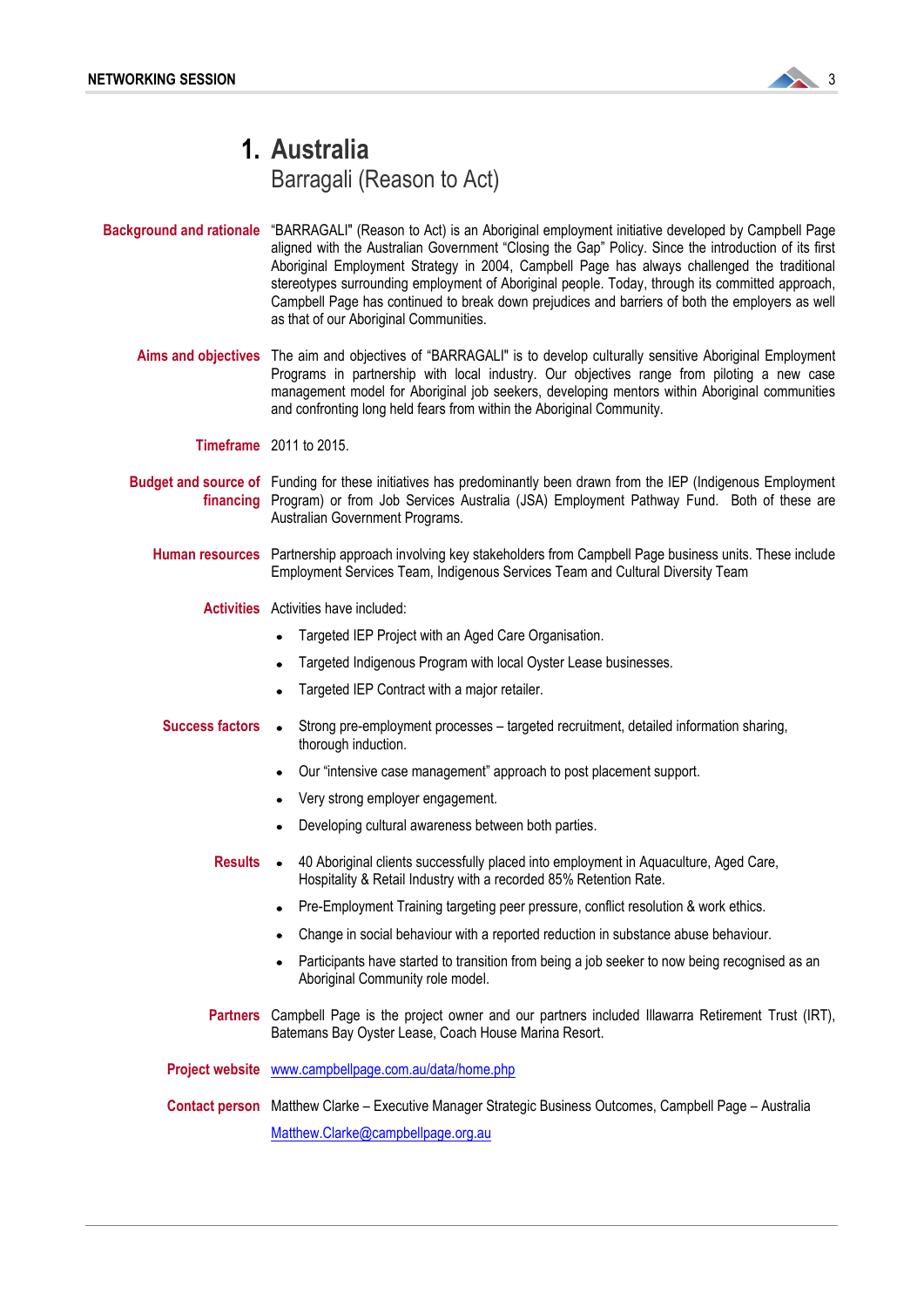# 1. Australia

## Barragali (Reason to Act)

**Background and rationale** "BARRAGALI" (Reason to Act) is an Aboriginal employment initiative developed by Campbell Page aligned with the Australian Government "Closing the Gap" Policy. Since the introduction of its first Aboriginal Employment Strategy in 2004, Campbell Page has always challenged the traditional stereotypes surrounding employment of Aboriginal people. Today, through its committed approach, Campbell Page has continued to break down prejudices and barriers of both the employers as well as that of our Aboriginal Communities.

**Aims and objectives** The aim and objectives of "BARRAGALI" is to develop culturally sensitive Aboriginal Employment Programs in partnership with local industry. Our objectives range from piloting a new case management model for Aboriginal job seekers, developing mentors within Aboriginal communities and confronting long held fears from within the Aboriginal Community.

**Timeframe** 2011 to 2015.

**Budget and source of financing** Funding for these initiatives has predominantly been drawn from the IEP (Indigenous Employment Program) or from Job Services Australia (JSA) Employment Pathway Fund. Both of these are Australian Government Programs.

**Human resources** Partnership approach involving key stakeholders from Campbell Page business units. These include Employment Services Team, Indigenous Services Team and Cultural Diversity Team

**Activities** Activities have included:

- Targeted IEP Project with an Aged Care Organisation.
- Targeted Indigenous Program with local Oyster Lease businesses.
- Targeted IEP Contract with a major retailer.

**Success factors**

- Strong pre-employment processes – targeted recruitment, detailed information sharing, thorough induction.
- Our "intensive case management" approach to post placement support.
- Very strong employer engagement.
- Developing cultural awareness between both parties.

**Results**

- 40 Aboriginal clients successfully placed into employment in Aquaculture, Aged Care, Hospitality & Retail Industry with a recorded 85% Retention Rate.
- Pre-Employment Training targeting peer pressure, conflict resolution & work ethics.
- Change in social behaviour with a reported reduction in substance abuse behaviour.
- Participants have started to transition from being a job seeker to now being recognised as an Aboriginal Community role model.

**Partners** Campbell Page is the project owner and our partners included Illawarra Retirement Trust (IRT), Batemans Bay Oyster Lease, Coach House Marina Resort.

**Project website** www.campbellpage.com.au/data/home.php

**Contact person** Matthew Clarke – Executive Manager Strategic Business Outcomes, Campbell Page – Australia

Matthew.Clarke@campbellpage.org.au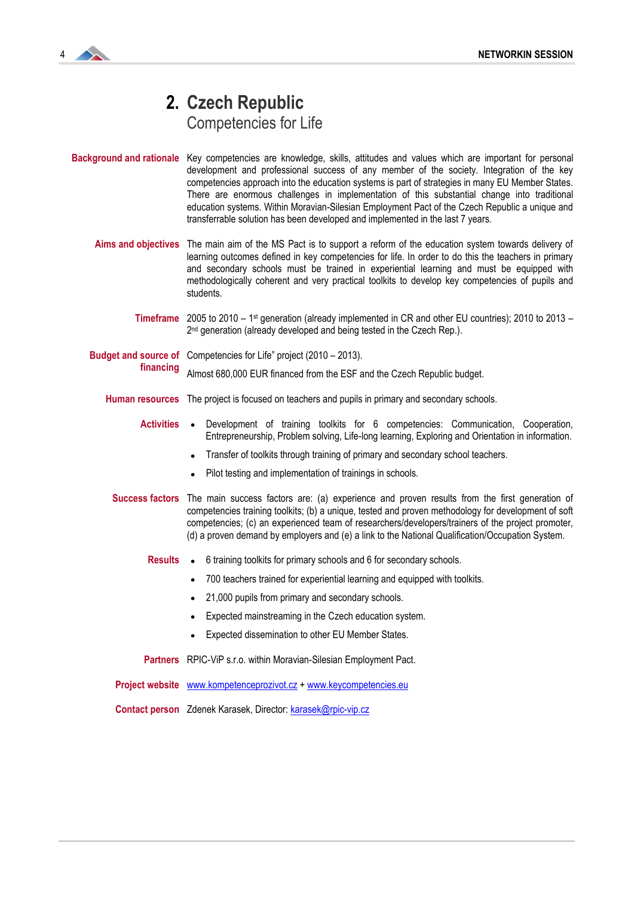## 2. Czech Republic
### Competencies for Life

**Background and rationale**

Key competencies are knowledge, skills, attitudes and values which are important for personal development and professional success of any member of the society. Integration of the key competencies approach into the education systems is part of strategies in many EU Member States. There are enormous challenges in implementation of this substantial change into traditional education systems. Within Moravian-Silesian Employment Pact of the Czech Republic a unique and transferrable solution has been developed and implemented in the last 7 years.

**Aims and objectives**

The main aim of the MS Pact is to support a reform of the education system towards delivery of learning outcomes defined in key competencies for life. In order to do this the teachers in primary and secondary schools must be trained in experiential learning and must be equipped with methodologically coherent and very practical toolkits to develop key competencies of pupils and students.

**Timeframe**

2005 to 2010 – 1st generation (already implemented in CR and other EU countries); 2010 to 2013 – 2nd generation (already developed and being tested in the Czech Rep.).

**Budget and source of financing**

Competencies for Life" project (2010 – 2013).

Almost 680,000 EUR financed from the ESF and the Czech Republic budget.

**Human resources**

The project is focused on teachers and pupils in primary and secondary schools.

**Activities**

- Development of training toolkits for 6 competencies: Communication, Cooperation, Entrepreneurship, Problem solving, Life-long learning, Exploring and Orientation in information.
- Transfer of toolkits through training of primary and secondary school teachers.
- Pilot testing and implementation of trainings in schools.

**Success factors**

The main success factors are: (a) experience and proven results from the first generation of competencies training toolkits; (b) a unique, tested and proven methodology for development of soft competencies; (c) an experienced team of researchers/developers/trainers of the project promoter, (d) a proven demand by employers and (e) a link to the National Qualification/Occupation System.

**Results**

- 6 training toolkits for primary schools and 6 for secondary schools.
- 700 teachers trained for experiential learning and equipped with toolkits.
- 21,000 pupils from primary and secondary schools.
- Expected mainstreaming in the Czech education system.
- Expected dissemination to other EU Member States.

**Partners**

RPIC-ViP s.r.o. within Moravian-Silesian Employment Pact.

**Project website**

www.kompetenceprozivot.cz + www.keycompetencies.eu

**Contact person**

Zdenek Karasek, Director: karasek@rpic-vip.cz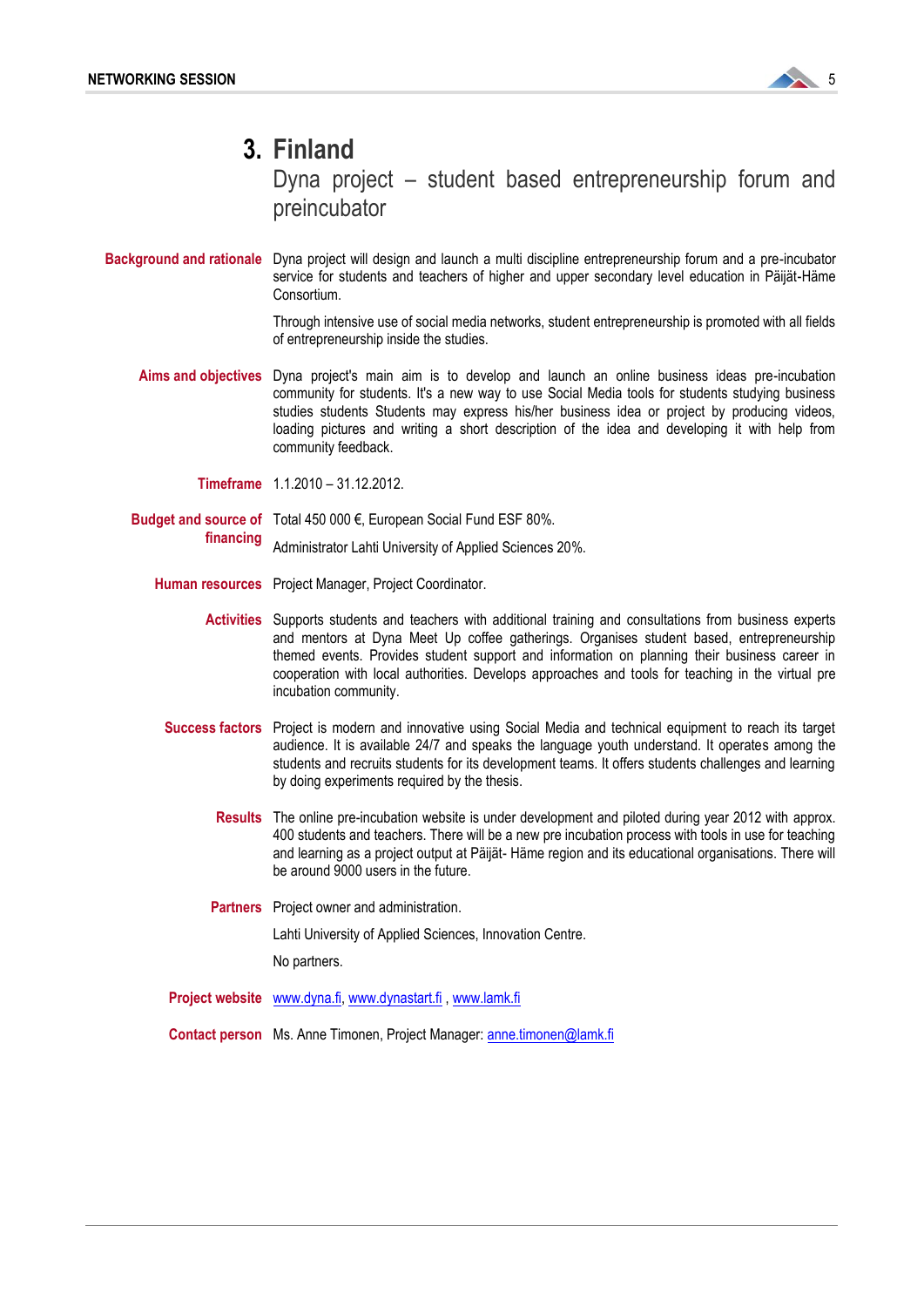# 3. Finland

## Dyna project – student based entrepreneurship forum and preincubator

**Background and rationale**

Dyna project will design and launch a multi discipline entrepreneurship forum and a pre-incubator service for students and teachers of higher and upper secondary level education in Päijät-Häme Consortium.

Through intensive use of social media networks, student entrepreneurship is promoted with all fields of entrepreneurship inside the studies.

**Aims and objectives**

Dyna project's main aim is to develop and launch an online business ideas pre-incubation community for students. It's a new way to use Social Media tools for students studying business studies students Students may express his/her business idea or project by producing videos, loading pictures and writing a short description of the idea and developing it with help from community feedback.

**Timeframe**

1.1.2010 – 31.12.2012.

**Budget and source of financing**

Total 450 000 €, European Social Fund ESF 80%.

Administrator Lahti University of Applied Sciences 20%.

**Human resources**

Project Manager, Project Coordinator.

**Activities**

Supports students and teachers with additional training and consultations from business experts and mentors at Dyna Meet Up coffee gatherings. Organises student based, entrepreneurship themed events. Provides student support and information on planning their business career in cooperation with local authorities. Develops approaches and tools for teaching in the virtual pre incubation community.

**Success factors**

Project is modern and innovative using Social Media and technical equipment to reach its target audience. It is available 24/7 and speaks the language youth understand. It operates among the students and recruits students for its development teams. It offers students challenges and learning by doing experiments required by the thesis.

**Results**

The online pre-incubation website is under development and piloted during year 2012 with approx. 400 students and teachers. There will be a new pre incubation process with tools in use for teaching and learning as a project output at Päijät- Häme region and its educational organisations. There will be around 9000 users in the future.

**Partners**

Project owner and administration.

Lahti University of Applied Sciences, Innovation Centre.

No partners.

**Project website**

www.dyna.fi, www.dynastart.fi , www.lamk.fi

**Contact person**

Ms. Anne Timonen, Project Manager: anne.timonen@lamk.fi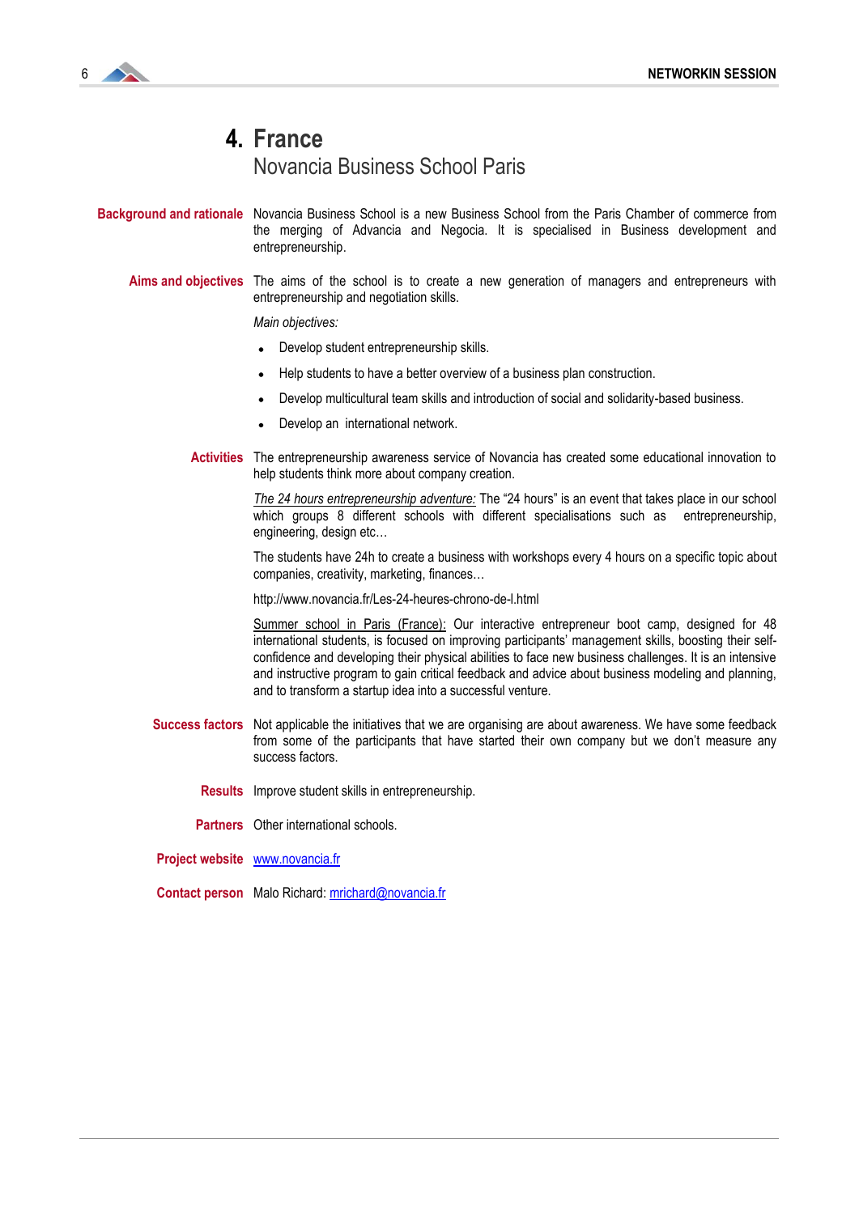# 4. France

## Novancia Business School Paris

**Background and rationale** Novancia Business School is a new Business School from the Paris Chamber of commerce from the merging of Advancia and Negocia. It is specialised in Business development and entrepreneurship.

**Aims and objectives** The aims of the school is to create a new generation of managers and entrepreneurs with entrepreneurship and negotiation skills.

*Main objectives:*

- Develop student entrepreneurship skills.
- Help students to have a better overview of a business plan construction.
- Develop multicultural team skills and introduction of social and solidarity-based business.
- Develop an international network.

**Activities** The entrepreneurship awareness service of Novancia has created some educational innovation to help students think more about company creation.

*The 24 hours entrepreneurship adventure:* The "24 hours" is an event that takes place in our school which groups 8 different schools with different specialisations such as entrepreneurship, engineering, design etc…

The students have 24h to create a business with workshops every 4 hours on a specific topic about companies, creativity, marketing, finances…

http://www.novancia.fr/Les-24-heures-chrono-de-l.html

Summer school in Paris (France): Our interactive entrepreneur boot camp, designed for 48 international students, is focused on improving participants' management skills, boosting their self-confidence and developing their physical abilities to face new business challenges. It is an intensive and instructive program to gain critical feedback and advice about business modeling and planning, and to transform a startup idea into a successful venture.

**Success factors** Not applicable the initiatives that we are organising are about awareness. We have some feedback from some of the participants that have started their own company but we don't measure any success factors.

**Results** Improve student skills in entrepreneurship.

**Partners** Other international schools.

**Project website** www.novancia.fr

**Contact person** Malo Richard: mrichard@novancia.fr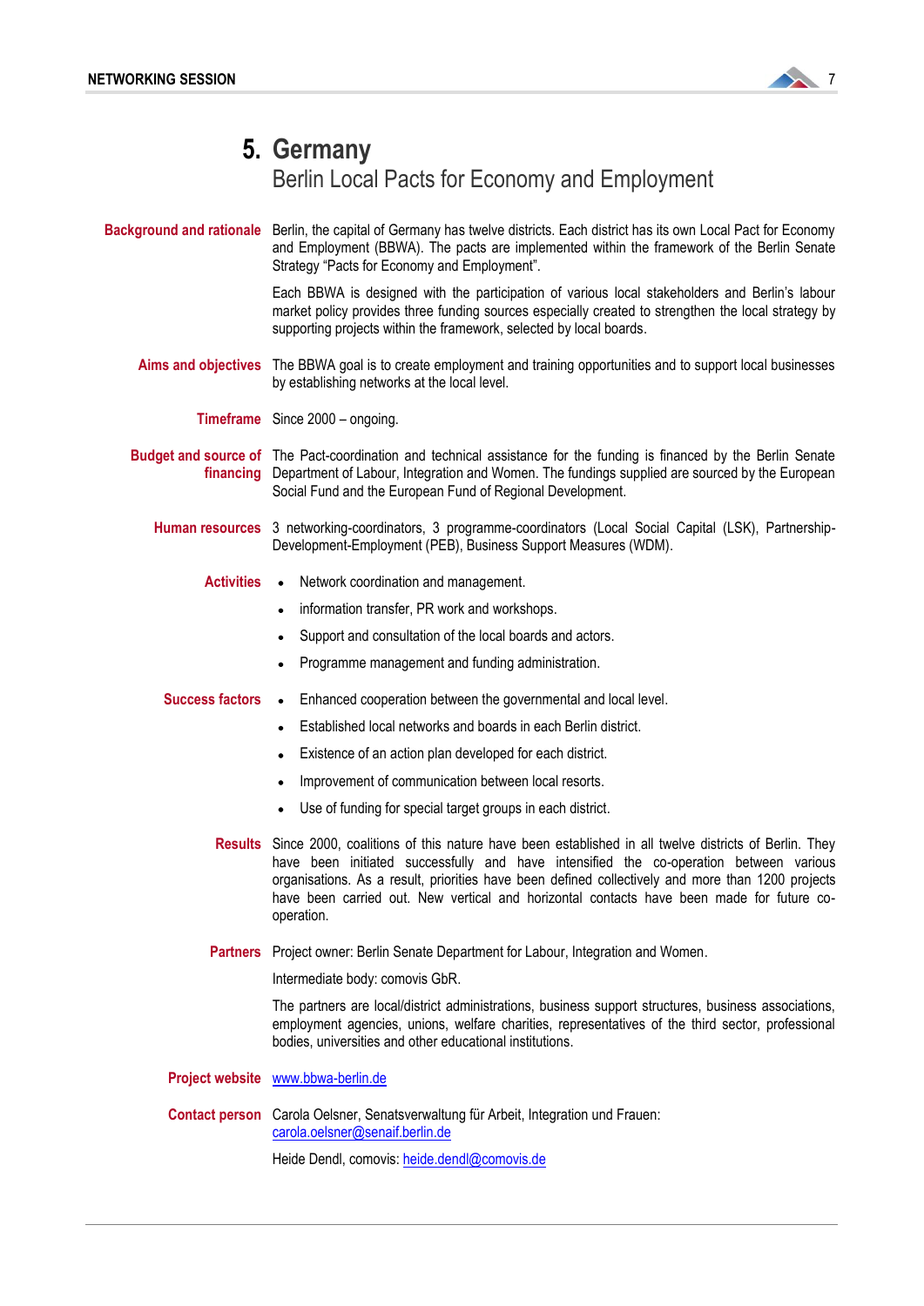# 5. Germany

## Berlin Local Pacts for Economy and Employment

**Background and rationale**

Berlin, the capital of Germany has twelve districts. Each district has its own Local Pact for Economy and Employment (BBWA). The pacts are implemented within the framework of the Berlin Senate Strategy "Pacts for Economy and Employment".

Each BBWA is designed with the participation of various local stakeholders and Berlin's labour market policy provides three funding sources especially created to strengthen the local strategy by supporting projects within the framework, selected by local boards.

**Aims and objectives**

The BBWA goal is to create employment and training opportunities and to support local businesses by establishing networks at the local level.

**Timeframe**

Since 2000 – ongoing.

**Budget and source of financing**

The Pact-coordination and technical assistance for the funding is financed by the Berlin Senate Department of Labour, Integration and Women. The fundings supplied are sourced by the European Social Fund and the European Fund of Regional Development.

**Human resources**

3 networking-coordinators, 3 programme-coordinators (Local Social Capital (LSK), Partnership-Development-Employment (PEB), Business Support Measures (WDM).

**Activities**

- Network coordination and management.
- information transfer, PR work and workshops.
- Support and consultation of the local boards and actors.
- Programme management and funding administration.

**Success factors**

- Enhanced cooperation between the governmental and local level.
- Established local networks and boards in each Berlin district.
- Existence of an action plan developed for each district.
- Improvement of communication between local resorts.
- Use of funding for special target groups in each district.

**Results**

Since 2000, coalitions of this nature have been established in all twelve districts of Berlin. They have been initiated successfully and have intensified the co-operation between various organisations. As a result, priorities have been defined collectively and more than 1200 projects have been carried out. New vertical and horizontal contacts have been made for future co-operation.

**Partners**

Project owner: Berlin Senate Department for Labour, Integration and Women.

Intermediate body: comovis GbR.

The partners are local/district administrations, business support structures, business associations, employment agencies, unions, welfare charities, representatives of the third sector, professional bodies, universities and other educational institutions.

**Project website**

www.bbwa-berlin.de

**Contact person**

Carola Oelsner, Senatsverwaltung für Arbeit, Integration und Frauen: carola.oelsner@senaif.berlin.de

Heide Dendl, comovis: heide.dendl@comovis.de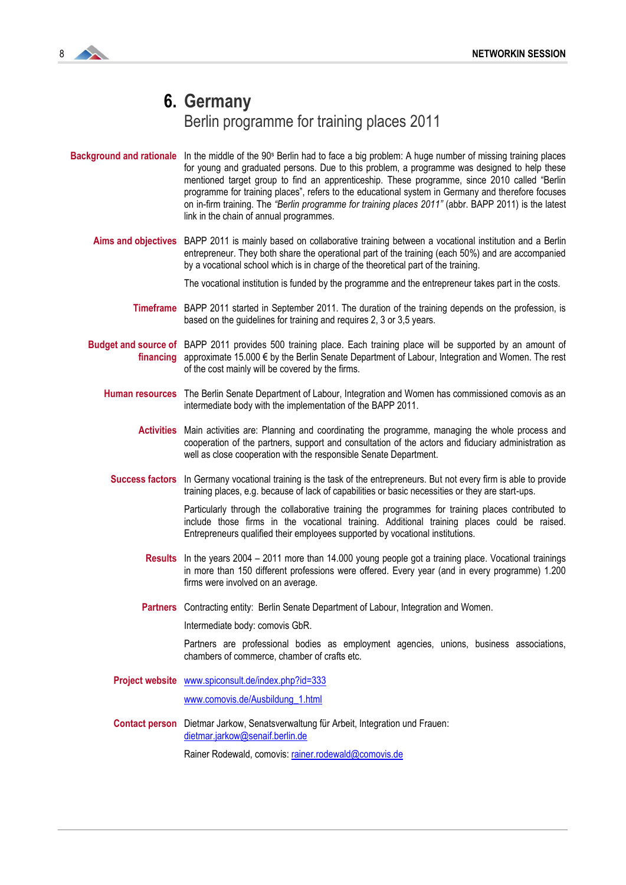## 6. Germany

### Berlin programme for training places 2011

**Background and rationale** In the middle of the 90s Berlin had to face a big problem: A huge number of missing training places for young and graduated persons. Due to this problem, a programme was designed to help these mentioned target group to find an apprenticeship. These programme, since 2010 called "Berlin programme for training places", refers to the educational system in Germany and therefore focuses on in-firm training. The *"Berlin programme for training places 2011"* (abbr. BAPP 2011) is the latest link in the chain of annual programmes.

**Aims and objectives** BAPP 2011 is mainly based on collaborative training between a vocational institution and a Berlin entrepreneur. They both share the operational part of the training (each 50%) and are accompanied by a vocational school which is in charge of the theoretical part of the training.

The vocational institution is funded by the programme and the entrepreneur takes part in the costs.

**Timeframe** BAPP 2011 started in September 2011. The duration of the training depends on the profession, is based on the guidelines for training and requires 2, 3 or 3,5 years.

**Budget and source of financing** BAPP 2011 provides 500 training place. Each training place will be supported by an amount of approximate 15.000 € by the Berlin Senate Department of Labour, Integration and Women. The rest of the cost mainly will be covered by the firms.

**Human resources** The Berlin Senate Department of Labour, Integration and Women has commissioned comovis as an intermediate body with the implementation of the BAPP 2011.

**Activities** Main activities are: Planning and coordinating the programme, managing the whole process and cooperation of the partners, support and consultation of the actors and fiduciary administration as well as close cooperation with the responsible Senate Department.

**Success factors** In Germany vocational training is the task of the entrepreneurs. But not every firm is able to provide training places, e.g. because of lack of capabilities or basic necessities or they are start-ups.

Particularly through the collaborative training the programmes for training places contributed to include those firms in the vocational training. Additional training places could be raised. Entrepreneurs qualified their employees supported by vocational institutions.

**Results** In the years 2004 – 2011 more than 14.000 young people got a training place. Vocational trainings in more than 150 different professions were offered. Every year (and in every programme) 1.200 firms were involved on an average.

**Partners** Contracting entity: Berlin Senate Department of Labour, Integration and Women.

Intermediate body: comovis GbR.

Partners are professional bodies as employment agencies, unions, business associations, chambers of commerce, chamber of crafts etc.

**Project website** www.spiconsult.de/index.php?id=333

www.comovis.de/Ausbildung_1.html

**Contact person** Dietmar Jarkow, Senatsverwaltung für Arbeit, Integration und Frauen: dietmar.jarkow@senaif.berlin.de

Rainer Rodewald, comovis: rainer.rodewald@comovis.de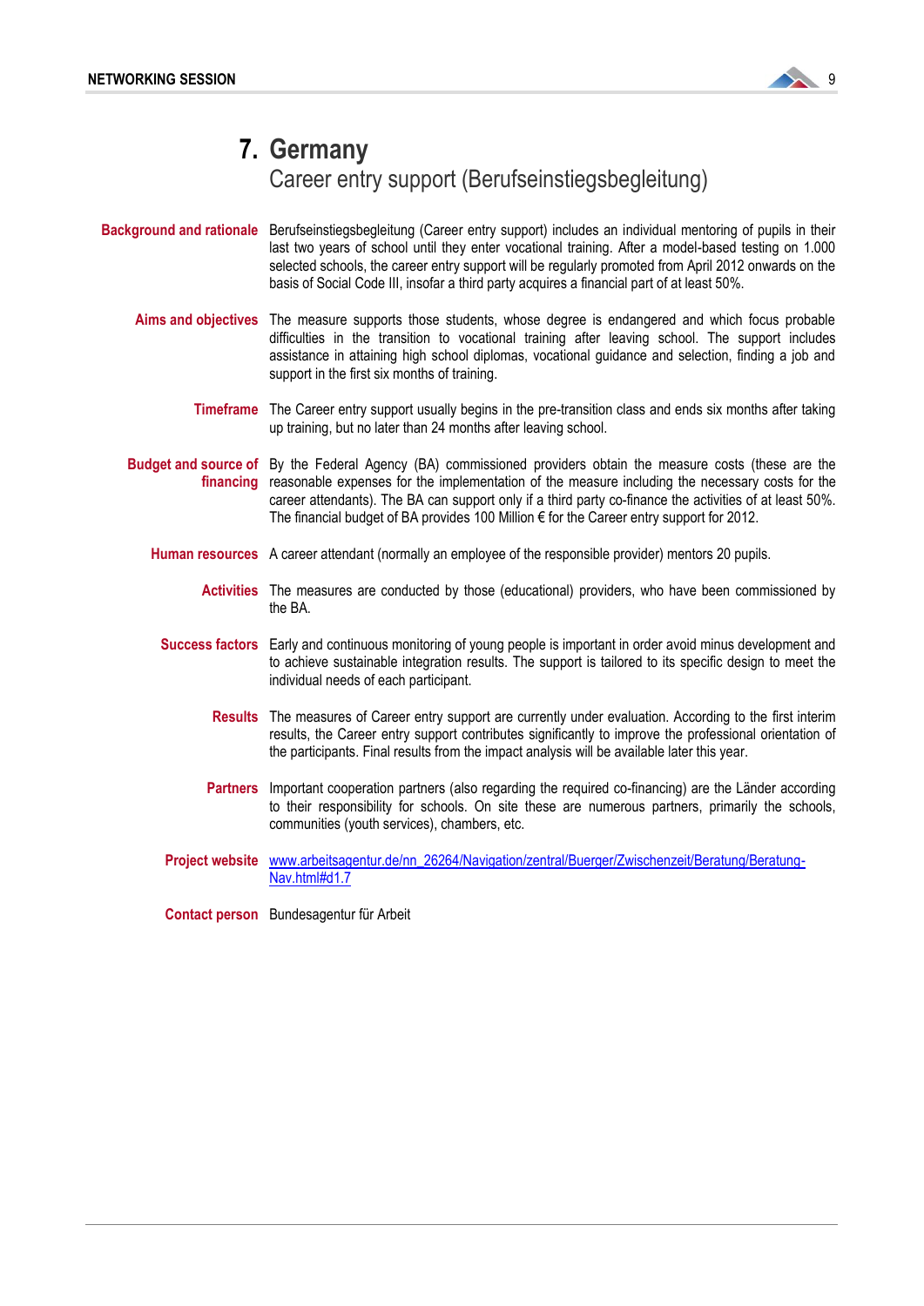## 7. Germany

### Career entry support (Berufseinstiegsbegleitung)

**Background and rationale** Berufseinstiegsbegleitung (Career entry support) includes an individual mentoring of pupils in their last two years of school until they enter vocational training. After a model-based testing on 1.000 selected schools, the career entry support will be regularly promoted from April 2012 onwards on the basis of Social Code III, insofar a third party acquires a financial part of at least 50%.

**Aims and objectives** The measure supports those students, whose degree is endangered and which focus probable difficulties in the transition to vocational training after leaving school. The support includes assistance in attaining high school diplomas, vocational guidance and selection, finding a job and support in the first six months of training.

**Timeframe** The Career entry support usually begins in the pre-transition class and ends six months after taking up training, but no later than 24 months after leaving school.

**Budget and source of financing** By the Federal Agency (BA) commissioned providers obtain the measure costs (these are the reasonable expenses for the implementation of the measure including the necessary costs for the career attendants). The BA can support only if a third party co-finance the activities of at least 50%. The financial budget of BA provides 100 Million € for the Career entry support for 2012.

**Human resources** A career attendant (normally an employee of the responsible provider) mentors 20 pupils.

**Activities** The measures are conducted by those (educational) providers, who have been commissioned by the BA.

**Success factors** Early and continuous monitoring of young people is important in order avoid minus development and to achieve sustainable integration results. The support is tailored to its specific design to meet the individual needs of each participant.

**Results** The measures of Career entry support are currently under evaluation. According to the first interim results, the Career entry support contributes significantly to improve the professional orientation of the participants. Final results from the impact analysis will be available later this year.

**Partners** Important cooperation partners (also regarding the required co-financing) are the Länder according to their responsibility for schools. On site these are numerous partners, primarily the schools, communities (youth services), chambers, etc.

**Project website** [www.arbeitsagentur.de/nn_26264/Navigation/zentral/Buerger/Zwischenzeit/Beratung/Beratung-Nav.html#d1.7](www.arbeitsagentur.de/nn_26264/Navigation/zentral/Buerger/Zwischenzeit/Beratung/Beratung-Nav.html#d1.7)

**Contact person** Bundesagentur für Arbeit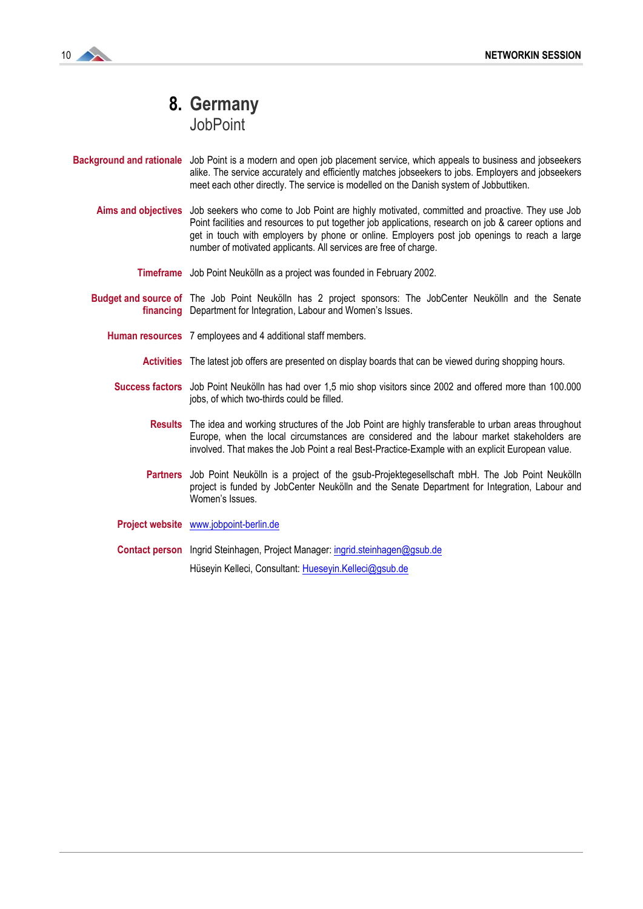# 8. Germany

## JobPoint

**Background and rationale** Job Point is a modern and open job placement service, which appeals to business and jobseekers alike. The service accurately and efficiently matches jobseekers to jobs. Employers and jobseekers meet each other directly. The service is modelled on the Danish system of Jobbuttiken.

**Aims and objectives** Job seekers who come to Job Point are highly motivated, committed and proactive. They use Job Point facilities and resources to put together job applications, research on job & career options and get in touch with employers by phone or online. Employers post job openings to reach a large number of motivated applicants. All services are free of charge.

**Timeframe** Job Point Neukölln as a project was founded in February 2002.

**Budget and source of financing** The Job Point Neukölln has 2 project sponsors: The JobCenter Neukölln and the Senate Department for Integration, Labour and Women's Issues.

**Human resources** 7 employees and 4 additional staff members.

**Activities** The latest job offers are presented on display boards that can be viewed during shopping hours.

**Success factors** Job Point Neukölln has had over 1,5 mio shop visitors since 2002 and offered more than 100.000 jobs, of which two-thirds could be filled.

**Results** The idea and working structures of the Job Point are highly transferable to urban areas throughout Europe, when the local circumstances are considered and the labour market stakeholders are involved. That makes the Job Point a real Best-Practice-Example with an explicit European value.

**Partners** Job Point Neukölln is a project of the gsub-Projektegesellschaft mbH. The Job Point Neukölln project is funded by JobCenter Neukölln and the Senate Department for Integration, Labour and Women's Issues.

**Project website** www.jobpoint-berlin.de

**Contact person** Ingrid Steinhagen, Project Manager: ingrid.steinhagen@gsub.de

Hüseyin Kelleci, Consultant: Hueseyin.Kelleci@gsub.de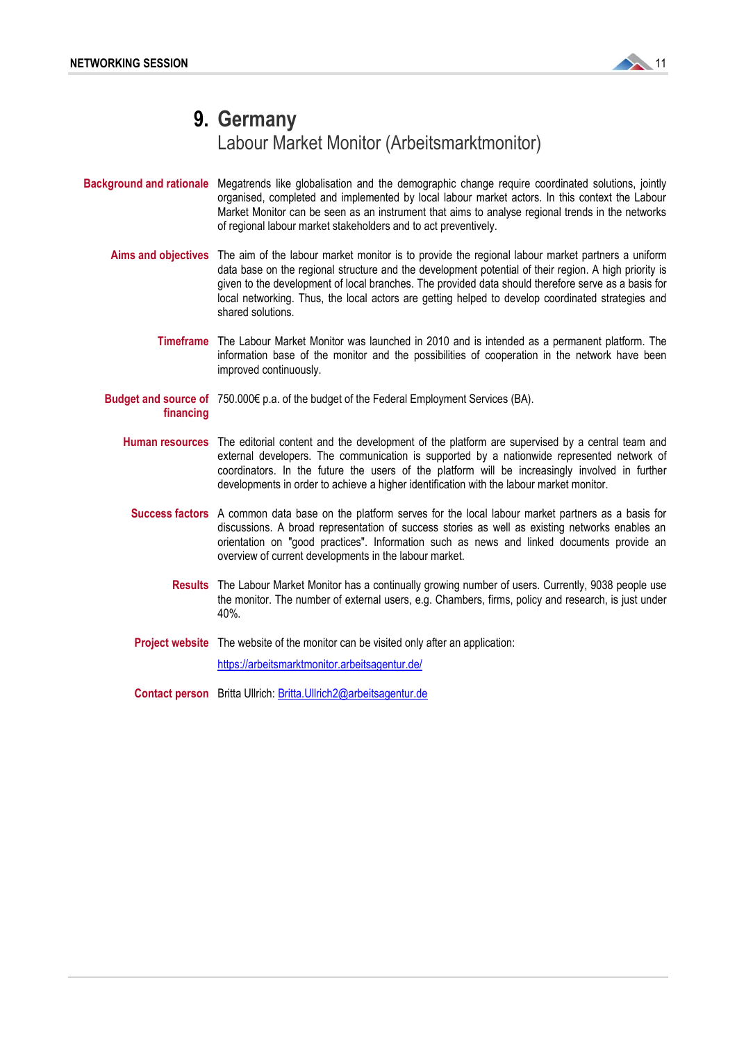# 9. Germany

## Labour Market Monitor (Arbeitsmarktmonitor)

**Background and rationale** Megatrends like globalisation and the demographic change require coordinated solutions, jointly organised, completed and implemented by local labour market actors. In this context the Labour Market Monitor can be seen as an instrument that aims to analyse regional trends in the networks of regional labour market stakeholders and to act preventively.

**Aims and objectives** The aim of the labour market monitor is to provide the regional labour market partners a uniform data base on the regional structure and the development potential of their region. A high priority is given to the development of local branches. The provided data should therefore serve as a basis for local networking. Thus, the local actors are getting helped to develop coordinated strategies and shared solutions.

**Timeframe** The Labour Market Monitor was launched in 2010 and is intended as a permanent platform. The information base of the monitor and the possibilities of cooperation in the network have been improved continuously.

**Budget and source of financing** 750.000€ p.a. of the budget of the Federal Employment Services (BA).

**Human resources** The editorial content and the development of the platform are supervised by a central team and external developers. The communication is supported by a nationwide represented network of coordinators. In the future the users of the platform will be increasingly involved in further developments in order to achieve a higher identification with the labour market monitor.

**Success factors** A common data base on the platform serves for the local labour market partners as a basis for discussions. A broad representation of success stories as well as existing networks enables an orientation on "good practices". Information such as news and linked documents provide an overview of current developments in the labour market.

**Results** The Labour Market Monitor has a continually growing number of users. Currently, 9038 people use the monitor. The number of external users, e.g. Chambers, firms, policy and research, is just under 40%.

**Project website** The website of the monitor can be visited only after an application:

https://arbeitsmarktmonitor.arbeitsagentur.de/

**Contact person** Britta Ullrich: Britta.Ullrich2@arbeitsagentur.de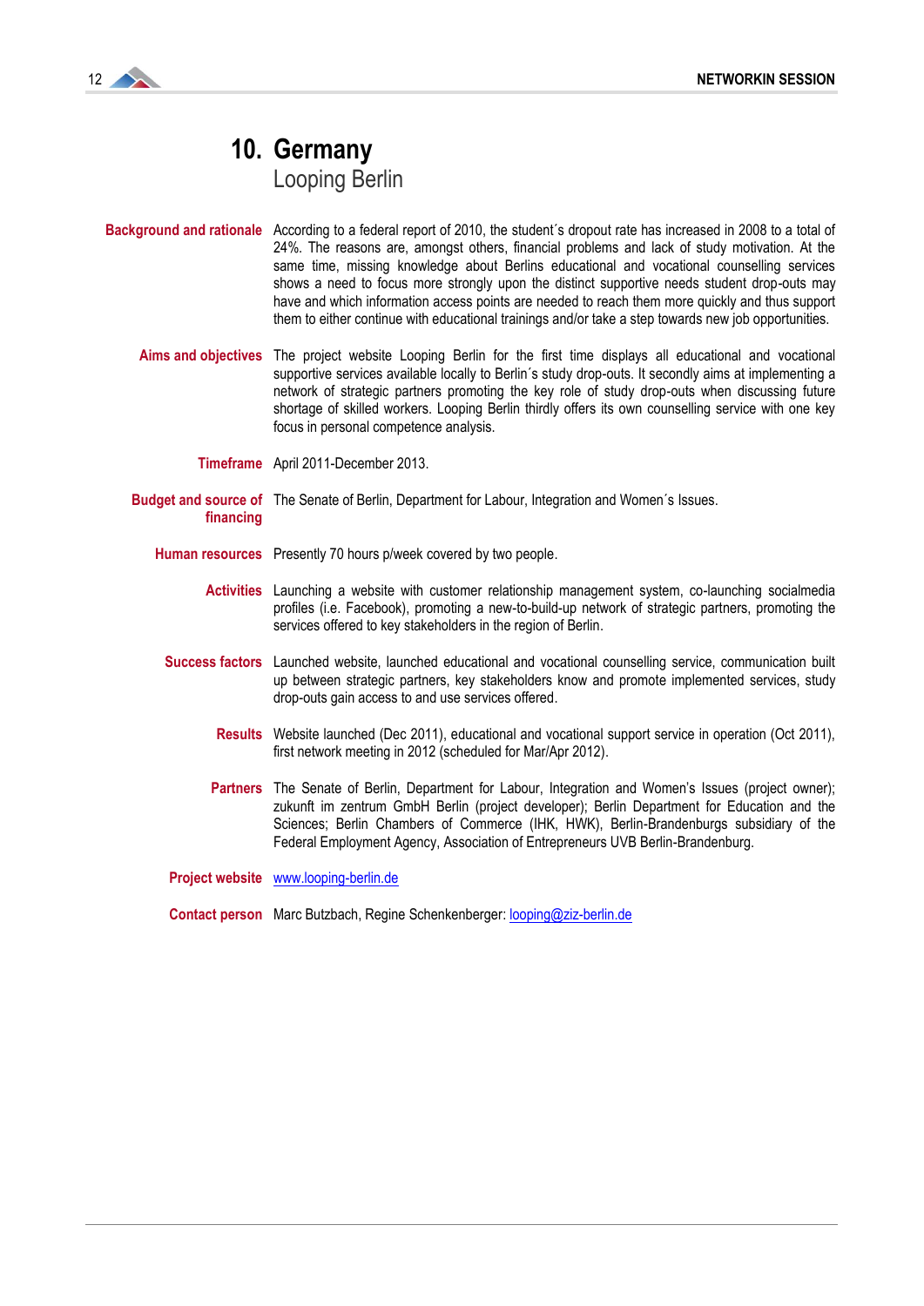# 10. Germany

## Looping Berlin

**Background and rationale** According to a federal report of 2010, the student´s dropout rate has increased in 2008 to a total of 24%. The reasons are, amongst others, financial problems and lack of study motivation. At the same time, missing knowledge about Berlins educational and vocational counselling services shows a need to focus more strongly upon the distinct supportive needs student drop-outs may have and which information access points are needed to reach them more quickly and thus support them to either continue with educational trainings and/or take a step towards new job opportunities.

**Aims and objectives** The project website Looping Berlin for the first time displays all educational and vocational supportive services available locally to Berlin´s study drop-outs. It secondly aims at implementing a network of strategic partners promoting the key role of study drop-outs when discussing future shortage of skilled workers. Looping Berlin thirdly offers its own counselling service with one key focus in personal competence analysis.

**Timeframe** April 2011-December 2013.

**Budget and source of financing** The Senate of Berlin, Department for Labour, Integration and Women´s Issues.

**Human resources** Presently 70 hours p/week covered by two people.

**Activities** Launching a website with customer relationship management system, co-launching socialmedia profiles (i.e. Facebook), promoting a new-to-build-up network of strategic partners, promoting the services offered to key stakeholders in the region of Berlin.

**Success factors** Launched website, launched educational and vocational counselling service, communication built up between strategic partners, key stakeholders know and promote implemented services, study drop-outs gain access to and use services offered.

**Results** Website launched (Dec 2011), educational and vocational support service in operation (Oct 2011), first network meeting in 2012 (scheduled for Mar/Apr 2012).

**Partners** The Senate of Berlin, Department for Labour, Integration and Women's Issues (project owner); zukunft im zentrum GmbH Berlin (project developer); Berlin Department for Education and the Sciences; Berlin Chambers of Commerce (IHK, HWK), Berlin-Brandenburgs subsidiary of the Federal Employment Agency, Association of Entrepreneurs UVB Berlin-Brandenburg.

**Project website** www.looping-berlin.de

**Contact person** Marc Butzbach, Regine Schenkenberger: looping@ziz-berlin.de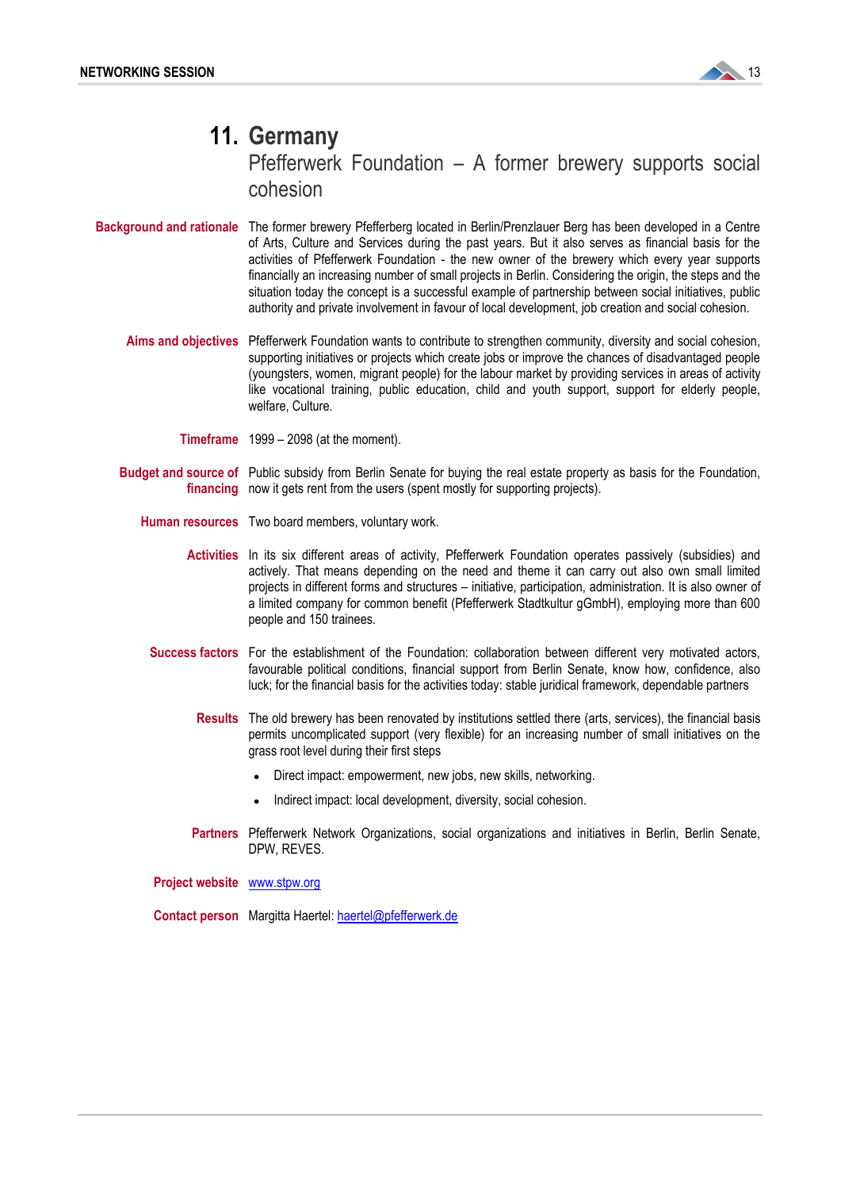# 11. Germany

## Pfefferwerk Foundation – A former brewery supports social cohesion

**Background and rationale** The former brewery Pfefferberg located in Berlin/Prenzlauer Berg has been developed in a Centre of Arts, Culture and Services during the past years. But it also serves as financial basis for the activities of Pfefferwerk Foundation - the new owner of the brewery which every year supports financially an increasing number of small projects in Berlin. Considering the origin, the steps and the situation today the concept is a successful example of partnership between social initiatives, public authority and private involvement in favour of local development, job creation and social cohesion.

**Aims and objectives** Pfefferwerk Foundation wants to contribute to strengthen community, diversity and social cohesion, supporting initiatives or projects which create jobs or improve the chances of disadvantaged people (youngsters, women, migrant people) for the labour market by providing services in areas of activity like vocational training, public education, child and youth support, support for elderly people, welfare, Culture.

**Timeframe** 1999 – 2098 (at the moment).

**Budget and source of financing** Public subsidy from Berlin Senate for buying the real estate property as basis for the Foundation, now it gets rent from the users (spent mostly for supporting projects).

**Human resources** Two board members, voluntary work.

**Activities** In its six different areas of activity, Pfefferwerk Foundation operates passively (subsidies) and actively. That means depending on the need and theme it can carry out also own small limited projects in different forms and structures – initiative, participation, administration. It is also owner of a limited company for common benefit (Pfefferwerk Stadtkultur gGmbH), employing more than 600 people and 150 trainees.

**Success factors** For the establishment of the Foundation: collaboration between different very motivated actors, favourable political conditions, financial support from Berlin Senate, know how, confidence, also luck; for the financial basis for the activities today: stable juridical framework, dependable partners

**Results** The old brewery has been renovated by institutions settled there (arts, services), the financial basis permits uncomplicated support (very flexible) for an increasing number of small initiatives on the grass root level during their first steps

- Direct impact: empowerment, new jobs, new skills, networking.
- Indirect impact: local development, diversity, social cohesion.

**Partners** Pfefferwerk Network Organizations, social organizations and initiatives in Berlin, Berlin Senate, DPW, REVES.

**Project website** www.stpw.org

**Contact person** Margitta Haertel: haertel@pfefferwerk.de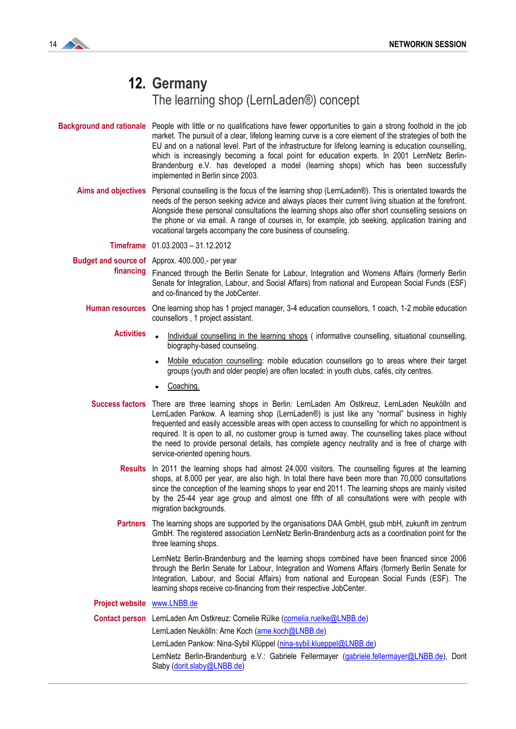# 12. Germany

## The learning shop (LernLaden®) concept

**Background and rationale**

People with little or no qualifications have fewer opportunities to gain a strong foothold in the job market. The pursuit of a clear, lifelong learning curve is a core element of the strategies of both the EU and on a national level. Part of the infrastructure for lifelong learning is education counselling, which is increasingly becoming a focal point for education experts. In 2001 LernNetz Berlin-Brandenburg e.V. has developed a model (learning shops) which has been successfully implemented in Berlin since 2003.

**Aims and objectives**

Personal counselling is the focus of the learning shop (LernLaden®). This is orientated towards the needs of the person seeking advice and always places their current living situation at the forefront. Alongside these personal consultations the learning shops also offer short counselling sessions on the phone or via email. A range of courses in, for example, job seeking, application training and vocational targets accompany the core business of counseling.

**Timeframe**

01.03.2003 – 31.12.2012

**Budget and source of financing**

Approx. 400.000,- per year

Financed through the Berlin Senate for Labour, Integration and Womens Affairs (formerly Berlin Senate for Integration, Labour, and Social Affairs) from national and European Social Funds (ESF) and co-financed by the JobCenter.

**Human resources**

One learning shop has 1 project manager, 3-4 education counsellors, 1 coach, 1-2 mobile education counsellors , 1 project assistant.

**Activities**

- Individual counselling in the learning shops ( informative counselling, situational counselling, biography-based counseling.
- Mobile education counselling: mobile education counsellors go to areas where their target groups (youth and older people) are often located: in youth clubs, cafés, city centres.
- Coaching.

**Success factors**

There are three learning shops in Berlin: LernLaden Am Ostkreuz, LernLaden Neukölln and LernLaden Pankow. A learning shop (LernLaden®) is just like any "normal" business in highly frequented and easily accessible areas with open access to counselling for which no appointment is required. It is open to all, no customer group is turned away. The counselling takes place without the need to provide personal details, has complete agency neutrality and is free of charge with service-oriented opening hours.

**Results**

In 2011 the learning shops had almost 24.000 visitors. The counselling figures at the learning shops, at 8,000 per year, are also high. In total there have been more than 70,000 consultations since the conception of the learning shops to year end 2011. The learning shops are mainly visited by the 25-44 year age group and almost one fifth of all consultations were with people with migration backgrounds.

**Partners**

The learning shops are supported by the organisations DAA GmbH, gsub mbH, zukunft im zentrum GmbH. The registered association LernNetz Berlin-Brandenburg acts as a coordination point for the three learning shops.

LernNetz Berlin-Brandenburg and the learning shops combined have been financed since 2006 through the Berlin Senate for Labour, Integration and Womens Affairs (formerly Berlin Senate for Integration, Labour, and Social Affairs) from national and European Social Funds (ESF). The learning shops receive co-financing from their respective JobCenter.

**Project website**

www.LNBB.de

**Contact person**

LernLaden Am Ostkreuz: Cornelie Rülke (cornelia.ruelke@LNBB.de)

LernLaden Neukölln: Arne Koch (arne.koch@LNBB.de)

LernLaden Pankow: Nina-Sybil Klüppel (nina-sybil.klueppel@LNBB.de)

LernNetz Berlin-Brandenburg e.V.: Gabriele Fellermayer (gabriele.fellermayer@LNBB.de), Dorit Slaby (dorit.slaby@LNBB.de)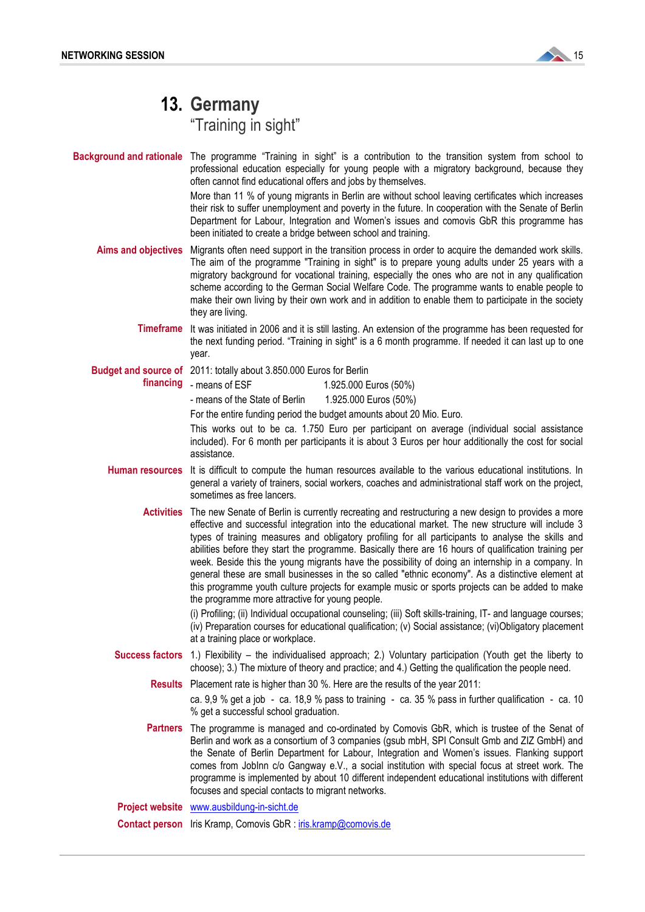# 13. Germany

## "Training in sight"

**Background and rationale** The programme "Training in sight" is a contribution to the transition system from school to professional education especially for young people with a migratory background, because they often cannot find educational offers and jobs by themselves.

More than 11 % of young migrants in Berlin are without school leaving certificates which increases their risk to suffer unemployment and poverty in the future. In cooperation with the Senate of Berlin Department for Labour, Integration and Women's issues and comovis GbR this programme has been initiated to create a bridge between school and training.

**Aims and objectives** Migrants often need support in the transition process in order to acquire the demanded work skills. The aim of the programme "Training in sight" is to prepare young adults under 25 years with a migratory background for vocational training, especially the ones who are not in any qualification scheme according to the German Social Welfare Code. The programme wants to enable people to make their own living by their own work and in addition to enable them to participate in the society they are living.

**Timeframe** It was initiated in 2006 and it is still lasting. An extension of the programme has been requested for the next funding period. "Training in sight" is a 6 month programme. If needed it can last up to one year.

**Budget and source of financing** 2011: totally about 3.850.000 Euros for Berlin

- means of ESF 1.925.000 Euros (50%)
- means of the State of Berlin 1.925.000 Euros (50%)

For the entire funding period the budget amounts about 20 Mio. Euro.

This works out to be ca. 1.750 Euro per participant on average (individual social assistance included). For 6 month per participants it is about 3 Euros per hour additionally the cost for social assistance.

**Human resources** It is difficult to compute the human resources available to the various educational institutions. In general a variety of trainers, social workers, coaches and administrational staff work on the project, sometimes as free lancers.

**Activities** The new Senate of Berlin is currently recreating and restructuring a new design to provides a more effective and successful integration into the educational market. The new structure will include 3 types of training measures and obligatory profiling for all participants to analyse the skills and abilities before they start the programme. Basically there are 16 hours of qualification training per week. Beside this the young migrants have the possibility of doing an internship in a company. In general these are small businesses in the so called "ethnic economy". As a distinctive element at this programme youth culture projects for example music or sports projects can be added to make the programme more attractive for young people.

(i) Profiling; (ii) Individual occupational counseling; (iii) Soft skills-training, IT- and language courses; (iv) Preparation courses for educational qualification; (v) Social assistance; (vi)Obligatory placement at a training place or workplace.

**Success factors** 1.) Flexibility – the individualised approach; 2.) Voluntary participation (Youth get the liberty to choose); 3.) The mixture of theory and practice; and 4.) Getting the qualification the people need.

**Results** Placement rate is higher than 30 %. Here are the results of the year 2011:

ca. 9,9 % get a job - ca. 18,9 % pass to training - ca. 35 % pass in further qualification - ca. 10 % get a successful school graduation.

**Partners** The programme is managed and co-ordinated by Comovis GbR, which is trustee of the Senat of Berlin and work as a consortium of 3 companies (gsub mbH, SPI Consult Gmb and ZIZ GmbH) and the Senate of Berlin Department for Labour, Integration and Women's issues. Flanking support comes from JobInn c/o Gangway e.V., a social institution with special focus at street work. The programme is implemented by about 10 different independent educational institutions with different focuses and special contacts to migrant networks.

**Project website** www.ausbildung-in-sicht.de

**Contact person** Iris Kramp, Comovis GbR : iris.kramp@comovis.de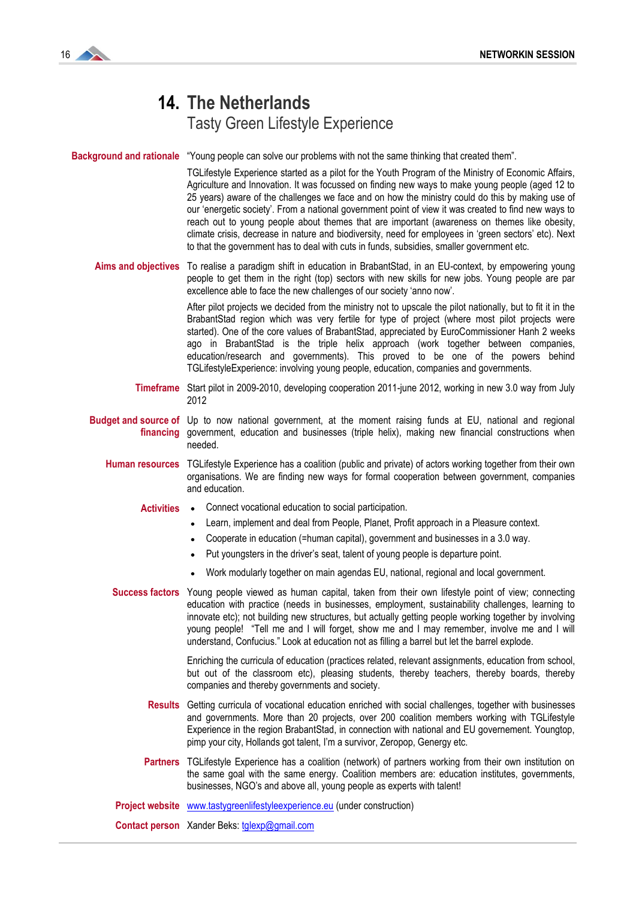# 14. The Netherlands

## Tasty Green Lifestyle Experience

**Background and rationale**

"Young people can solve our problems with not the same thinking that created them".

TGLifestyle Experience started as a pilot for the Youth Program of the Ministry of Economic Affairs, Agriculture and Innovation. It was focussed on finding new ways to make young people (aged 12 to 25 years) aware of the challenges we face and on how the ministry could do this by making use of our 'energetic society'. From a national government point of view it was created to find new ways to reach out to young people about themes that are important (awareness on themes like obesity, climate crisis, decrease in nature and biodiversity, need for employees in 'green sectors' etc). Next to that the government has to deal with cuts in funds, subsidies, smaller government etc.

**Aims and objectives**

To realise a paradigm shift in education in BrabantStad, in an EU-context, by empowering young people to get them in the right (top) sectors with new skills for new jobs. Young people are par excellence able to face the new challenges of our society 'anno now'.

After pilot projects we decided from the ministry not to upscale the pilot nationally, but to fit it in the BrabantStad region which was very fertile for type of project (where most pilot projects were started). One of the core values of BrabantStad, appreciated by EuroCommissioner Hanh 2 weeks ago in BrabantStad is the triple helix approach (work together between companies, education/research and governments). This proved to be one of the powers behind TGLifestyleExperience: involving young people, education, companies and governments.

**Timeframe**

Start pilot in 2009-2010, developing cooperation 2011-june 2012, working in new 3.0 way from July 2012

**Budget and source of financing**

Up to now national government, at the moment raising funds at EU, national and regional government, education and businesses (triple helix), making new financial constructions when needed.

**Human resources**

TGLifestyle Experience has a coalition (public and private) of actors working together from their own organisations. We are finding new ways for formal cooperation between government, companies and education.

**Activities**

- Connect vocational education to social participation.
- Learn, implement and deal from People, Planet, Profit approach in a Pleasure context.
- Cooperate in education (=human capital), government and businesses in a 3.0 way.
- Put youngsters in the driver's seat, talent of young people is departure point.
- Work modularly together on main agendas EU, national, regional and local government.

**Success factors**

Young people viewed as human capital, taken from their own lifestyle point of view; connecting education with practice (needs in businesses, employment, sustainability challenges, learning to innovate etc); not building new structures, but actually getting people working together by involving young people! "Tell me and I will forget, show me and I may remember, involve me and I will understand, Confucius." Look at education not as filling a barrel but let the barrel explode.

Enriching the curricula of education (practices related, relevant assignments, education from school, but out of the classroom etc), pleasing students, thereby teachers, thereby boards, thereby companies and thereby governments and society.

**Results**

Getting curricula of vocational education enriched with social challenges, together with businesses and governments. More than 20 projects, over 200 coalition members working with TGLifestyle Experience in the region BrabantStad, in connection with national and EU governement. Youngtop, pimp your city, Hollands got talent, I'm a survivor, Zeropop, Genergy etc.

**Partners**

TGLifestyle Experience has a coalition (network) of partners working from their own institution on the same goal with the same energy. Coalition members are: education institutes, governments, businesses, NGO's and above all, young people as experts with talent!

**Project website**

www.tastygreenlifestyleexperience.eu (under construction)

**Contact person**

Xander Beks: tglexp@gmail.com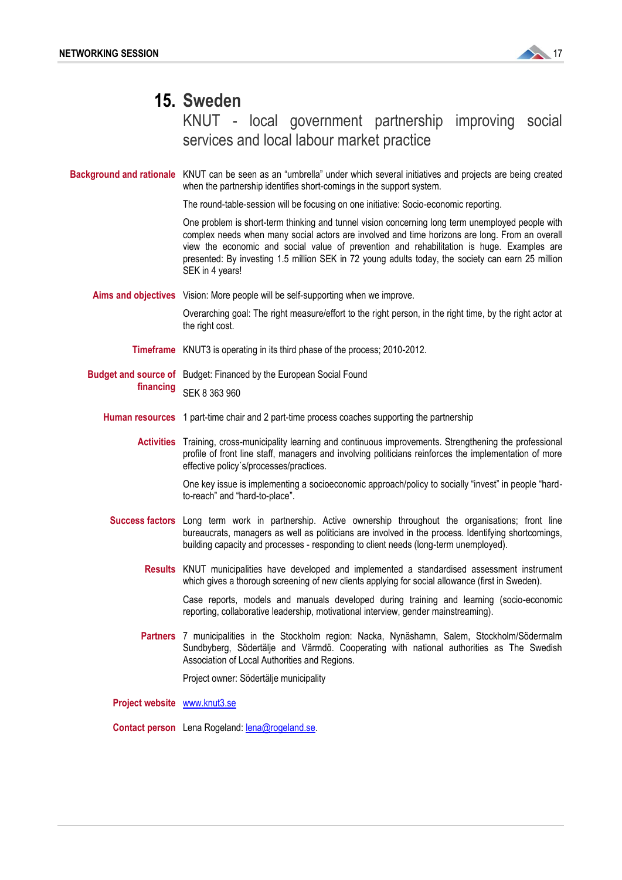# 15. Sweden

## KNUT - local government partnership improving social services and local labour market practice

**Background and rationale**

KNUT can be seen as an "umbrella" under which several initiatives and projects are being created when the partnership identifies short-comings in the support system.

The round-table-session will be focusing on one initiative: Socio-economic reporting.

One problem is short-term thinking and tunnel vision concerning long term unemployed people with complex needs when many social actors are involved and time horizons are long. From an overall view the economic and social value of prevention and rehabilitation is huge. Examples are presented: By investing 1.5 million SEK in 72 young adults today, the society can earn 25 million SEK in 4 years!

**Aims and objectives**

Vision: More people will be self-supporting when we improve.

Overarching goal: The right measure/effort to the right person, in the right time, by the right actor at the right cost.

**Timeframe**

KNUT3 is operating in its third phase of the process; 2010-2012.

**Budget and source of financing**

Budget: Financed by the European Social Found

SEK 8 363 960

**Human resources**

1 part-time chair and 2 part-time process coaches supporting the partnership

**Activities**

Training, cross-municipality learning and continuous improvements. Strengthening the professional profile of front line staff, managers and involving politicians reinforces the implementation of more effective policy´s/processes/practices.

One key issue is implementing a socioeconomic approach/policy to socially "invest" in people "hard-to-reach" and "hard-to-place".

**Success factors**

Long term work in partnership. Active ownership throughout the organisations; front line bureaucrats, managers as well as politicians are involved in the process. Identifying shortcomings, building capacity and processes - responding to client needs (long-term unemployed).

**Results**

KNUT municipalities have developed and implemented a standardised assessment instrument which gives a thorough screening of new clients applying for social allowance (first in Sweden).

Case reports, models and manuals developed during training and learning (socio-economic reporting, collaborative leadership, motivational interview, gender mainstreaming).

**Partners**

7 municipalities in the Stockholm region: Nacka, Nynäshamn, Salem, Stockholm/Södermalm Sundbyberg, Södertälje and Värmdö. Cooperating with national authorities as The Swedish Association of Local Authorities and Regions.

Project owner: Södertälje municipality

**Project website**

www.knut3.se

**Contact person**

Lena Rogeland: lena@rogeland.se.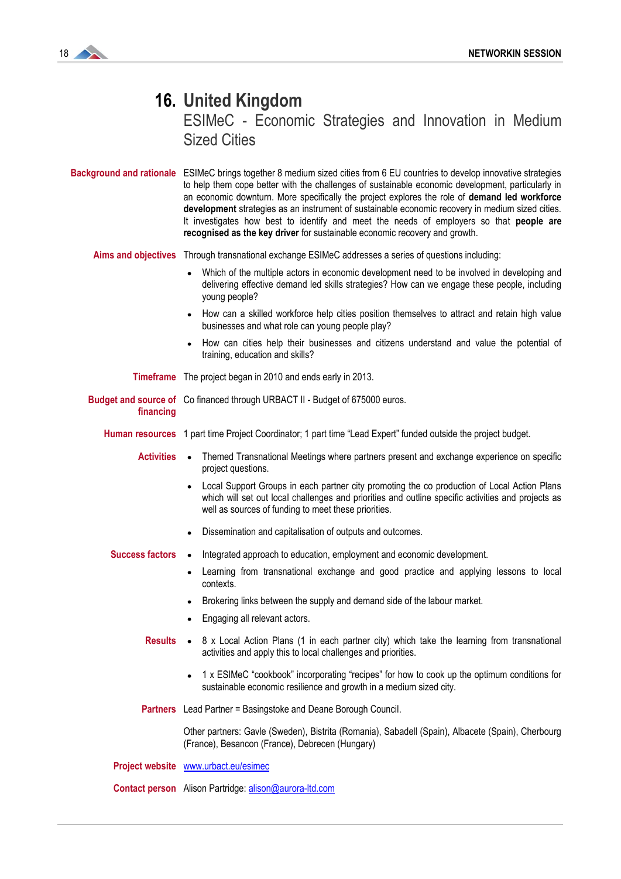# 16. United Kingdom

## ESIMeC - Economic Strategies and Innovation in Medium Sized Cities

**Background and rationale**

ESIMeC brings together 8 medium sized cities from 6 EU countries to develop innovative strategies to help them cope better with the challenges of sustainable economic development, particularly in an economic downturn. More specifically the project explores the role of **demand led workforce development** strategies as an instrument of sustainable economic recovery in medium sized cities. It investigates how best to identify and meet the needs of employers so that **people are recognised as the key driver** for sustainable economic recovery and growth.

**Aims and objectives**

Through transnational exchange ESIMeC addresses a series of questions including:

- Which of the multiple actors in economic development need to be involved in developing and delivering effective demand led skills strategies? How can we engage these people, including young people?
- How can a skilled workforce help cities position themselves to attract and retain high value businesses and what role can young people play?
- How can cities help their businesses and citizens understand and value the potential of training, education and skills?

**Timeframe**

The project began in 2010 and ends early in 2013.

**Budget and source of financing**

Co financed through URBACT II - Budget of 675000 euros.

**Human resources**

1 part time Project Coordinator; 1 part time “Lead Expert” funded outside the project budget.

**Activities**

- Themed Transnational Meetings where partners present and exchange experience on specific project questions.
- Local Support Groups in each partner city promoting the co production of Local Action Plans which will set out local challenges and priorities and outline specific activities and projects as well as sources of funding to meet these priorities.
- Dissemination and capitalisation of outputs and outcomes.

**Success factors**

- Integrated approach to education, employment and economic development.
- Learning from transnational exchange and good practice and applying lessons to local contexts.
- Brokering links between the supply and demand side of the labour market.
- Engaging all relevant actors.

**Results**

- 8 x Local Action Plans (1 in each partner city) which take the learning from transnational activities and apply this to local challenges and priorities.
- 1 x ESIMeC “cookbook” incorporating “recipes” for how to cook up the optimum conditions for sustainable economic resilience and growth in a medium sized city.

**Partners**

Lead Partner = Basingstoke and Deane Borough Council.

Other partners: Gavle (Sweden), Bistrita (Romania), Sabadell (Spain), Albacete (Spain), Cherbourg (France), Besancon (France), Debrecen (Hungary)

**Project website**

www.urbact.eu/esimec

**Contact person**

Alison Partridge: alison@aurora-ltd.com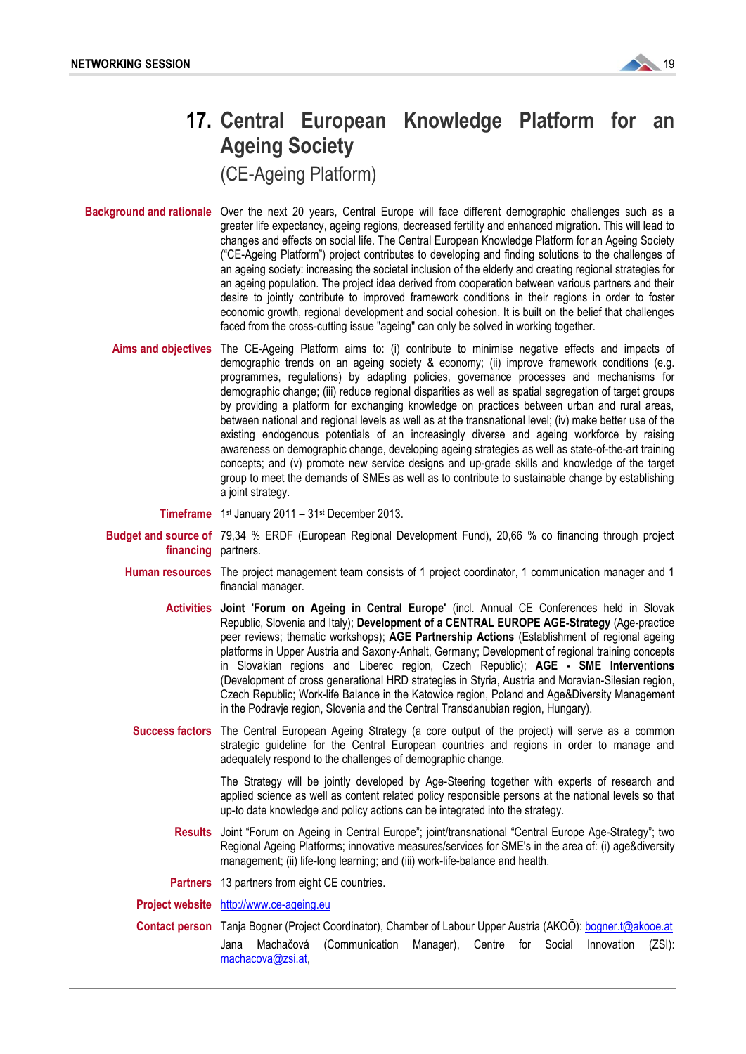# 17. Central European Knowledge Platform for an Ageing Society

## (CE-Ageing Platform)

**Background and rationale** Over the next 20 years, Central Europe will face different demographic challenges such as a greater life expectancy, ageing regions, decreased fertility and enhanced migration. This will lead to changes and effects on social life. The Central European Knowledge Platform for an Ageing Society ("CE-Ageing Platform") project contributes to developing and finding solutions to the challenges of an ageing society: increasing the societal inclusion of the elderly and creating regional strategies for an ageing population. The project idea derived from cooperation between various partners and their desire to jointly contribute to improved framework conditions in their regions in order to foster economic growth, regional development and social cohesion. It is built on the belief that challenges faced from the cross-cutting issue "ageing" can only be solved in working together.

**Aims and objectives** The CE-Ageing Platform aims to: (i) contribute to minimise negative effects and impacts of demographic trends on an ageing society & economy; (ii) improve framework conditions (e.g. programmes, regulations) by adapting policies, governance processes and mechanisms for demographic change; (iii) reduce regional disparities as well as spatial segregation of target groups by providing a platform for exchanging knowledge on practices between urban and rural areas, between national and regional levels as well as at the transnational level; (iv) make better use of the existing endogenous potentials of an increasingly diverse and ageing workforce by raising awareness on demographic change, developing ageing strategies as well as state-of-the-art training concepts; and (v) promote new service designs and up-grade skills and knowledge of the target group to meet the demands of SMEs as well as to contribute to sustainable change by establishing a joint strategy.

**Timeframe** 1st January 2011 – 31st December 2013.

**Budget and source of financing** 79,34 % ERDF (European Regional Development Fund), 20,66 % co financing through project partners.

**Human resources** The project management team consists of 1 project coordinator, 1 communication manager and 1 financial manager.

**Activities** **Joint 'Forum on Ageing in Central Europe'** (incl. Annual CE Conferences held in Slovak Republic, Slovenia and Italy); **Development of a CENTRAL EUROPE AGE-Strategy** (Age-practice peer reviews; thematic workshops); **AGE Partnership Actions** (Establishment of regional ageing platforms in Upper Austria and Saxony-Anhalt, Germany; Development of regional training concepts in Slovakian regions and Liberec region, Czech Republic); **AGE - SME Interventions** (Development of cross generational HRD strategies in Styria, Austria and Moravian-Silesian region, Czech Republic; Work-life Balance in the Katowice region, Poland and Age&Diversity Management in the Podravje region, Slovenia and the Central Transdanubian region, Hungary).

**Success factors** The Central European Ageing Strategy (a core output of the project) will serve as a common strategic guideline for the Central European countries and regions in order to manage and adequately respond to the challenges of demographic change.

The Strategy will be jointly developed by Age-Steering together with experts of research and applied science as well as content related policy responsible persons at the national levels so that up-to date knowledge and policy actions can be integrated into the strategy.

**Results** Joint "Forum on Ageing in Central Europe"; joint/transnational "Central Europe Age-Strategy"; two Regional Ageing Platforms; innovative measures/services for SME's in the area of: (i) age&diversity management; (ii) life-long learning; and (iii) work-life-balance and health.

**Partners** 13 partners from eight CE countries.

**Project website** http://www.ce-ageing.eu

**Contact person** Tanja Bogner (Project Coordinator), Chamber of Labour Upper Austria (AKOÖ): bogner.t@akooe.at

Jana Machačová (Communication Manager), Centre for Social Innovation (ZSI): machacova@zsi.at,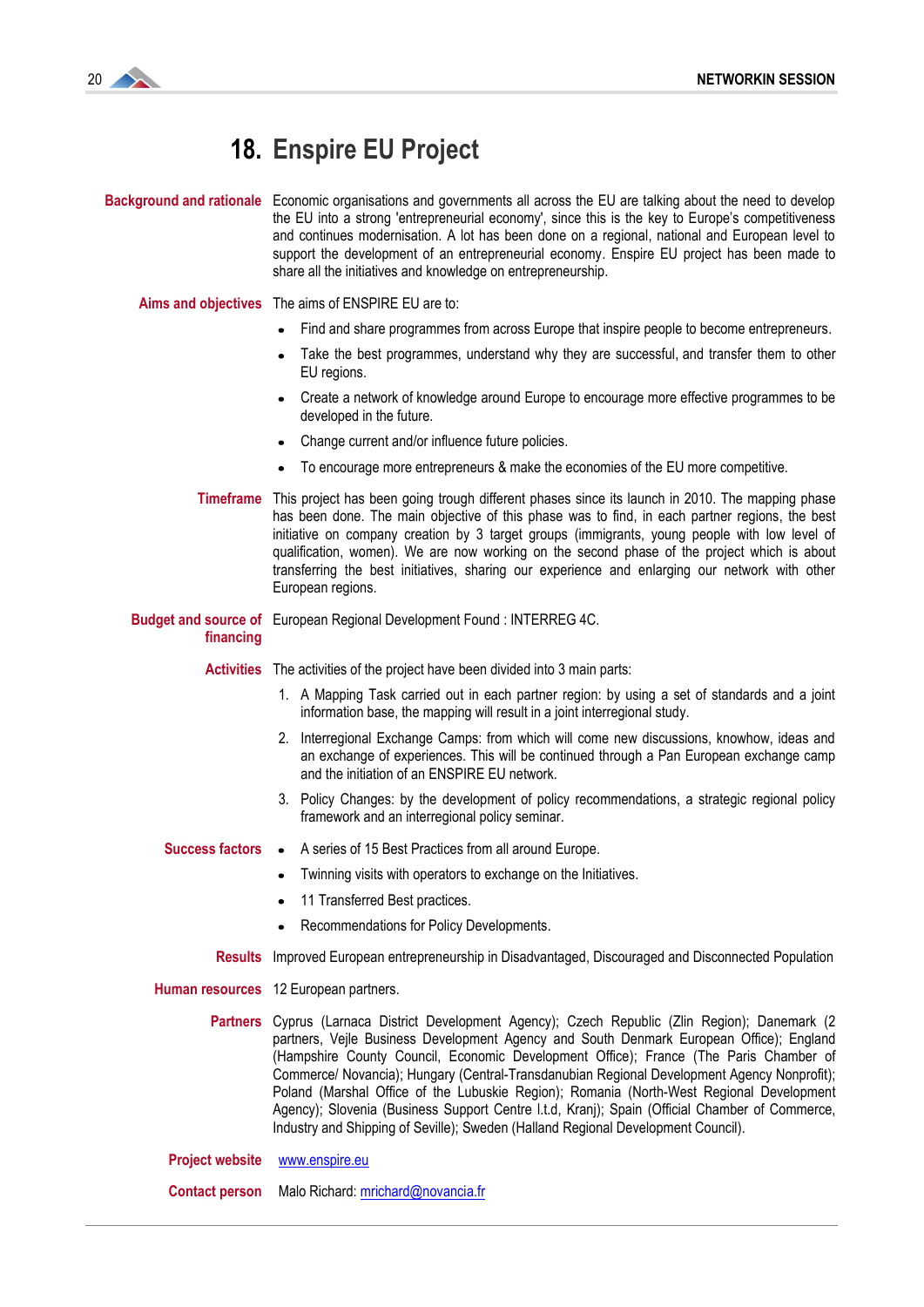# 18. Enspire EU Project

**Background and rationale**

Economic organisations and governments all across the EU are talking about the need to develop the EU into a strong 'entrepreneurial economy', since this is the key to Europe's competitiveness and continues modernisation. A lot has been done on a regional, national and European level to support the development of an entrepreneurial economy. Enspire EU project has been made to share all the initiatives and knowledge on entrepreneurship.

**Aims and objectives**

The aims of ENSPIRE EU are to:

- Find and share programmes from across Europe that inspire people to become entrepreneurs.
- Take the best programmes, understand why they are successful, and transfer them to other EU regions.
- Create a network of knowledge around Europe to encourage more effective programmes to be developed in the future.
- Change current and/or influence future policies.
- To encourage more entrepreneurs & make the economies of the EU more competitive.

**Timeframe**

This project has been going trough different phases since its launch in 2010. The mapping phase has been done. The main objective of this phase was to find, in each partner regions, the best initiative on company creation by 3 target groups (immigrants, young people with low level of qualification, women). We are now working on the second phase of the project which is about transferring the best initiatives, sharing our experience and enlarging our network with other European regions.

**Budget and source of financing**

European Regional Development Found : INTERREG 4C.

**Activities**

The activities of the project have been divided into 3 main parts:

1. A Mapping Task carried out in each partner region: by using a set of standards and a joint information base, the mapping will result in a joint interregional study.
2. Interregional Exchange Camps: from which will come new discussions, knowhow, ideas and an exchange of experiences. This will be continued through a Pan European exchange camp and the initiation of an ENSPIRE EU network.
3. Policy Changes: by the development of policy recommendations, a strategic regional policy framework and an interregional policy seminar.

**Success factors**

- A series of 15 Best Practices from all around Europe.
- Twinning visits with operators to exchange on the Initiatives.
- 11 Transferred Best practices.
- Recommendations for Policy Developments.

**Results**

Improved European entrepreneurship in Disadvantaged, Discouraged and Disconnected Population

**Human resources**

12 European partners.

**Partners**

Cyprus (Larnaca District Development Agency); Czech Republic (Zlin Region); Danemark (2 partners, Vejle Business Development Agency and South Denmark European Office); England (Hampshire County Council, Economic Development Office); France (The Paris Chamber of Commerce/ Novancia); Hungary (Central-Transdanubian Regional Development Agency Nonprofit); Poland (Marshal Office of the Lubuskie Region); Romania (North-West Regional Development Agency); Slovenia (Business Support Centre l.t.d, Kranj); Spain (Official Chamber of Commerce, Industry and Shipping of Seville); Sweden (Halland Regional Development Council).

**Project website**

www.enspire.eu

**Contact person**

Malo Richard: mrichard@novancia.fr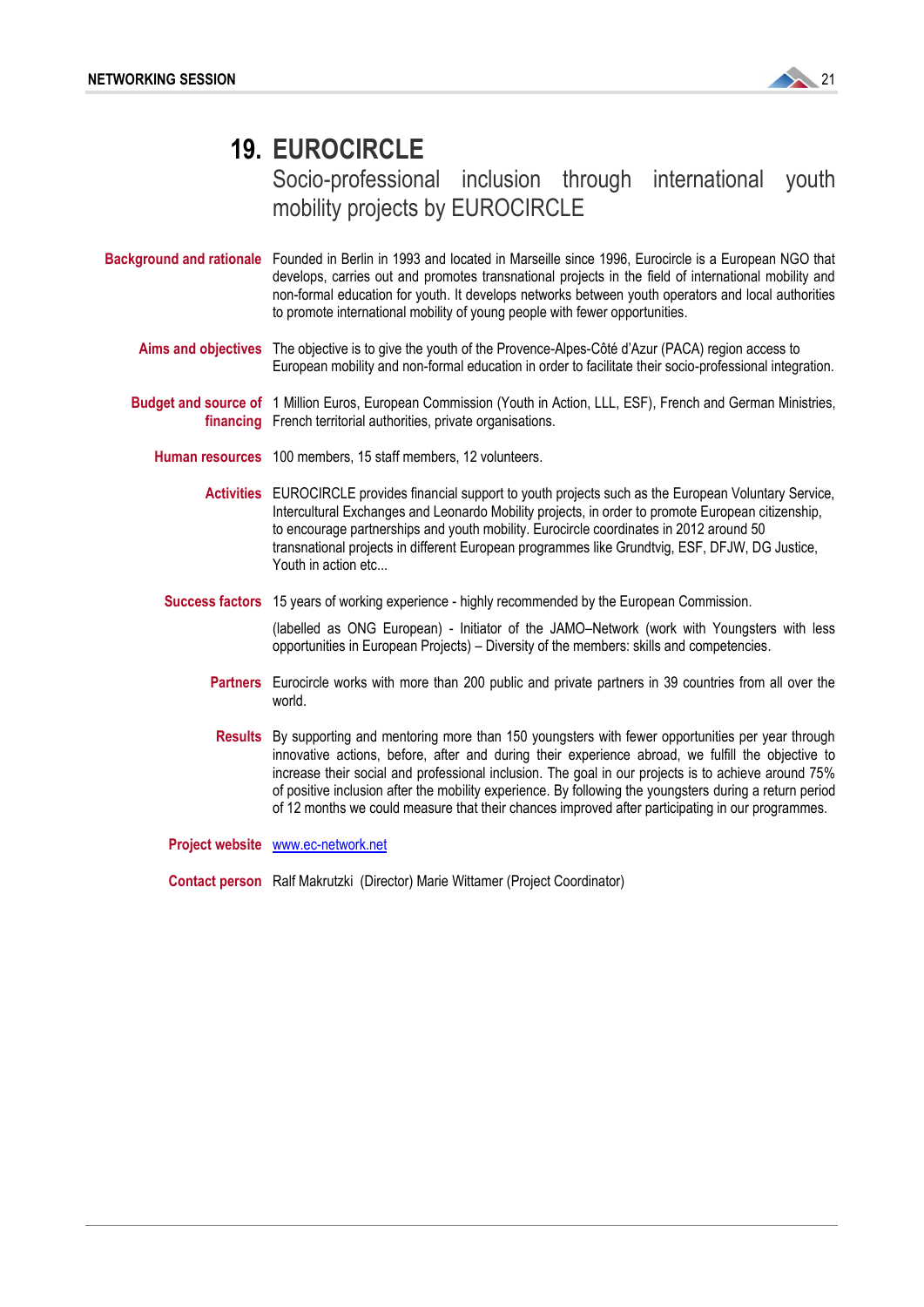# 19. EUROCIRCLE

## Socio-professional inclusion through international youth mobility projects by EUROCIRCLE

**Background and rationale**
Founded in Berlin in 1993 and located in Marseille since 1996, Eurocircle is a European NGO that develops, carries out and promotes transnational projects in the field of international mobility and non-formal education for youth. It develops networks between youth operators and local authorities to promote international mobility of young people with fewer opportunities.

**Aims and objectives**
The objective is to give the youth of the Provence-Alpes-Côté d'Azur (PACA) region access to European mobility and non-formal education in order to facilitate their socio-professional integration.

**Budget and source of financing**
1 Million Euros, European Commission (Youth in Action, LLL, ESF), French and German Ministries, French territorial authorities, private organisations.

**Human resources**
100 members, 15 staff members, 12 volunteers.

**Activities**
EUROCIRCLE provides financial support to youth projects such as the European Voluntary Service, Intercultural Exchanges and Leonardo Mobility projects, in order to promote European citizenship, to encourage partnerships and youth mobility. Eurocircle coordinates in 2012 around 50 transnational projects in different European programmes like Grundtvig, ESF, DFJW, DG Justice, Youth in action etc...

**Success factors**
15 years of working experience - highly recommended by the European Commission.

(labelled as ONG European) - Initiator of the JAMO–Network (work with Youngsters with less opportunities in European Projects) – Diversity of the members: skills and competencies.

**Partners**
Eurocircle works with more than 200 public and private partners in 39 countries from all over the world.

**Results**
By supporting and mentoring more than 150 youngsters with fewer opportunities per year through innovative actions, before, after and during their experience abroad, we fulfill the objective to increase their social and professional inclusion. The goal in our projects is to achieve around 75% of positive inclusion after the mobility experience. By following the youngsters during a return period of 12 months we could measure that their chances improved after participating in our programmes.

**Project website**
www.ec-network.net

**Contact person**
Ralf Makrutzki (Director) Marie Wittamer (Project Coordinator)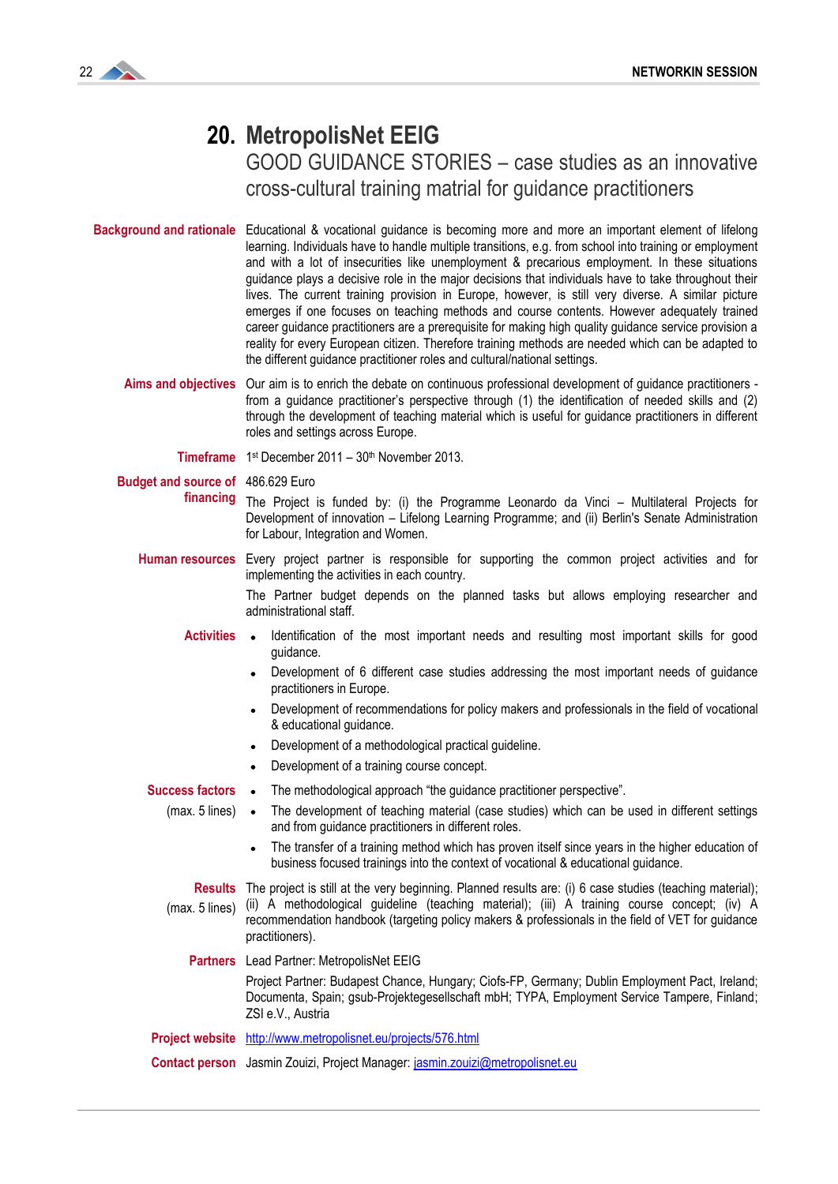## 20. MetropolisNet EEIG

GOOD GUIDANCE STORIES – case studies as an innovative cross-cultural training matrial for guidance practitioners

**Background and rationale** Educational & vocational guidance is becoming more and more an important element of lifelong learning. Individuals have to handle multiple transitions, e.g. from school into training or employment and with a lot of insecurities like unemployment & precarious employment. In these situations guidance plays a decisive role in the major decisions that individuals have to take throughout their lives. The current training provision in Europe, however, is still very diverse. A similar picture emerges if one focuses on teaching methods and course contents. However adequately trained career guidance practitioners are a prerequisite for making high quality guidance service provision a reality for every European citizen. Therefore training methods are needed which can be adapted to the different guidance practitioner roles and cultural/national settings.

**Aims and objectives** Our aim is to enrich the debate on continuous professional development of guidance practitioners - from a guidance practitioner's perspective through (1) the identification of needed skills and (2) through the development of teaching material which is useful for guidance practitioners in different roles and settings across Europe.

**Timeframe** 1st December 2011 – 30th November 2013.

**Budget and source of financing** 486.629 Euro

The Project is funded by: (i) the Programme Leonardo da Vinci – Multilateral Projects for Development of innovation – Lifelong Learning Programme; and (ii) Berlin's Senate Administration for Labour, Integration and Women.

**Human resources** Every project partner is responsible for supporting the common project activities and for implementing the activities in each country.

The Partner budget depends on the planned tasks but allows employing researcher and administrational staff.

**Activities**

- Identification of the most important needs and resulting most important skills for good guidance.
- Development of 6 different case studies addressing the most important needs of guidance practitioners in Europe.
- Development of recommendations for policy makers and professionals in the field of vocational & educational guidance.
- Development of a methodological practical guideline.
- Development of a training course concept.

**Success factors** (max. 5 lines)

- The methodological approach "the guidance practitioner perspective".
- The development of teaching material (case studies) which can be used in different settings and from guidance practitioners in different roles.
- The transfer of a training method which has proven itself since years in the higher education of business focused trainings into the context of vocational & educational guidance.

**Results** (max. 5 lines) The project is still at the very beginning. Planned results are: (i) 6 case studies (teaching material); (ii) A methodological guideline (teaching material); (iii) A training course concept; (iv) A recommendation handbook (targeting policy makers & professionals in the field of VET for guidance practitioners).

**Partners** Lead Partner: MetropolisNet EEIG

Project Partner: Budapest Chance, Hungary; Ciofs-FP, Germany; Dublin Employment Pact, Ireland; Documenta, Spain; gsub-Projektegesellschaft mbH; TYPA, Employment Service Tampere, Finland; ZSI e.V., Austria

**Project website** http://www.metropolisnet.eu/projects/576.html

**Contact person** Jasmin Zouizi, Project Manager: jasmin.zouizi@metropolisnet.eu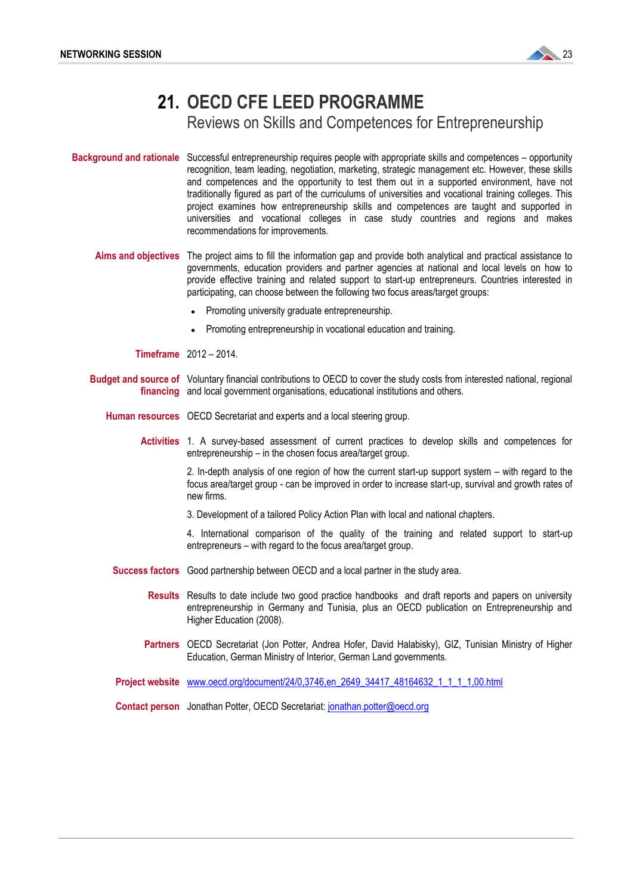# 21. OECD CFE LEED PROGRAMME

## Reviews on Skills and Competences for Entrepreneurship

**Background and rationale** Successful entrepreneurship requires people with appropriate skills and competences – opportunity recognition, team leading, negotiation, marketing, strategic management etc. However, these skills and competences and the opportunity to test them out in a supported environment, have not traditionally figured as part of the curriculums of universities and vocational training colleges. This project examines how entrepreneurship skills and competences are taught and supported in universities and vocational colleges in case study countries and regions and makes recommendations for improvements.

**Aims and objectives** The project aims to fill the information gap and provide both analytical and practical assistance to governments, education providers and partner agencies at national and local levels on how to provide effective training and related support to start-up entrepreneurs. Countries interested in participating, can choose between the following two focus areas/target groups:

- Promoting university graduate entrepreneurship.
- Promoting entrepreneurship in vocational education and training.

**Timeframe** 2012 – 2014.

**Budget and source of financing** Voluntary financial contributions to OECD to cover the study costs from interested national, regional and local government organisations, educational institutions and others.

**Human resources** OECD Secretariat and experts and a local steering group.

**Activities** 1. A survey-based assessment of current practices to develop skills and competences for entrepreneurship – in the chosen focus area/target group.

2. In-depth analysis of one region of how the current start-up support system – with regard to the focus area/target group - can be improved in order to increase start-up, survival and growth rates of new firms.

3. Development of a tailored Policy Action Plan with local and national chapters.

4. International comparison of the quality of the training and related support to start-up entrepreneurs – with regard to the focus area/target group.

**Success factors** Good partnership between OECD and a local partner in the study area.

**Results** Results to date include two good practice handbooks and draft reports and papers on university entrepreneurship in Germany and Tunisia, plus an OECD publication on Entrepreneurship and Higher Education (2008).

**Partners** OECD Secretariat (Jon Potter, Andrea Hofer, David Halabisky), GIZ, Tunisian Ministry of Higher Education, German Ministry of Interior, German Land governments.

**Project website** www.oecd.org/document/24/0,3746,en_2649_34417_48164632_1_1_1_1,00.html

**Contact person** Jonathan Potter, OECD Secretariat: jonathan.potter@oecd.org